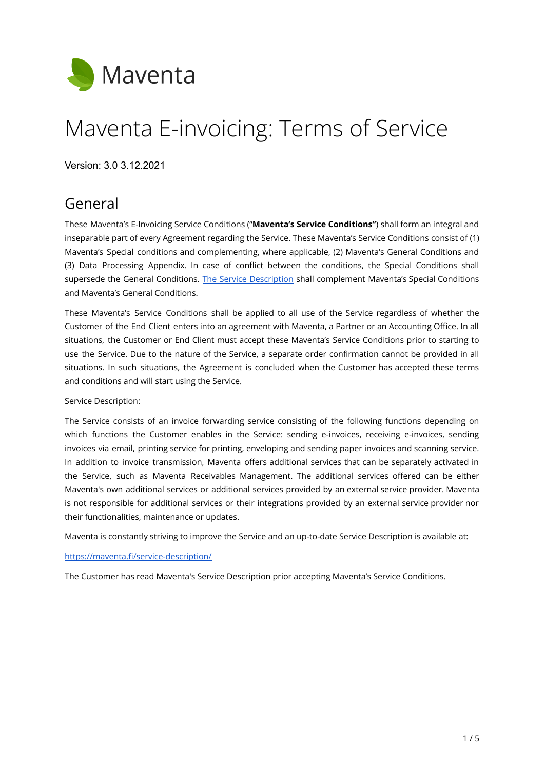Maventa

# Maventa E-invoicing: Terms of Service

Version: 3.0 3.12.2021

## General

These Maventa's E-Invoicing Service Conditions ("**Maventa's Service Conditions"**) shall form an integral and inseparable part of every Agreement regarding the Service. These Maventa's Service Conditions consist of (1) Maventa's Special conditions and complementing, where applicable, (2) Maventa's General Conditions and (3) Data Processing Appendix. In case of conflict between the conditions, the Special Conditions shall supersede the General Conditions. [The Service Description](https://maventa.fi/service-description/) shall complement Maventa's Special Conditions and Maventa's General Conditions.

These Maventa's Service Conditions shall be applied to all use of the Service regardless of whether the Customer of the End Client enters into an agreement with Maventa, a Partner or an Accounting Office. In all situations, the Customer or End Client must accept these Maventa's Service Conditions prior to starting to use the Service. Due to the nature of the Service, a separate order confirmation cannot be provided in all situations. In such situations, the Agreement is concluded when the Customer has accepted these terms and conditions and will start using the Service.

Service Description:

The Service consists of an invoice forwarding service consisting of the following functions depending on which functions the Customer enables in the Service: sending e-invoices, receiving e-invoices, sending invoices via email, printing service for printing, enveloping and sending paper invoices and scanning service. In addition to invoice transmission, Maventa offers additional services that can be separately activated in the Service, such as Maventa Receivables Management. The additional services offered can be either Maventa's own additional services or additional services provided by an external service provider. Maventa is not responsible for additional services or their integrations provided by an external service provider nor their functionalities, maintenance or updates.

Maventa is constantly striving to improve the Service and an up-to-date Service Description is available at:

https://maventa.fi/service-description/

The Customer has read Maventa's Service Description prior accepting Maventa's Service Conditions.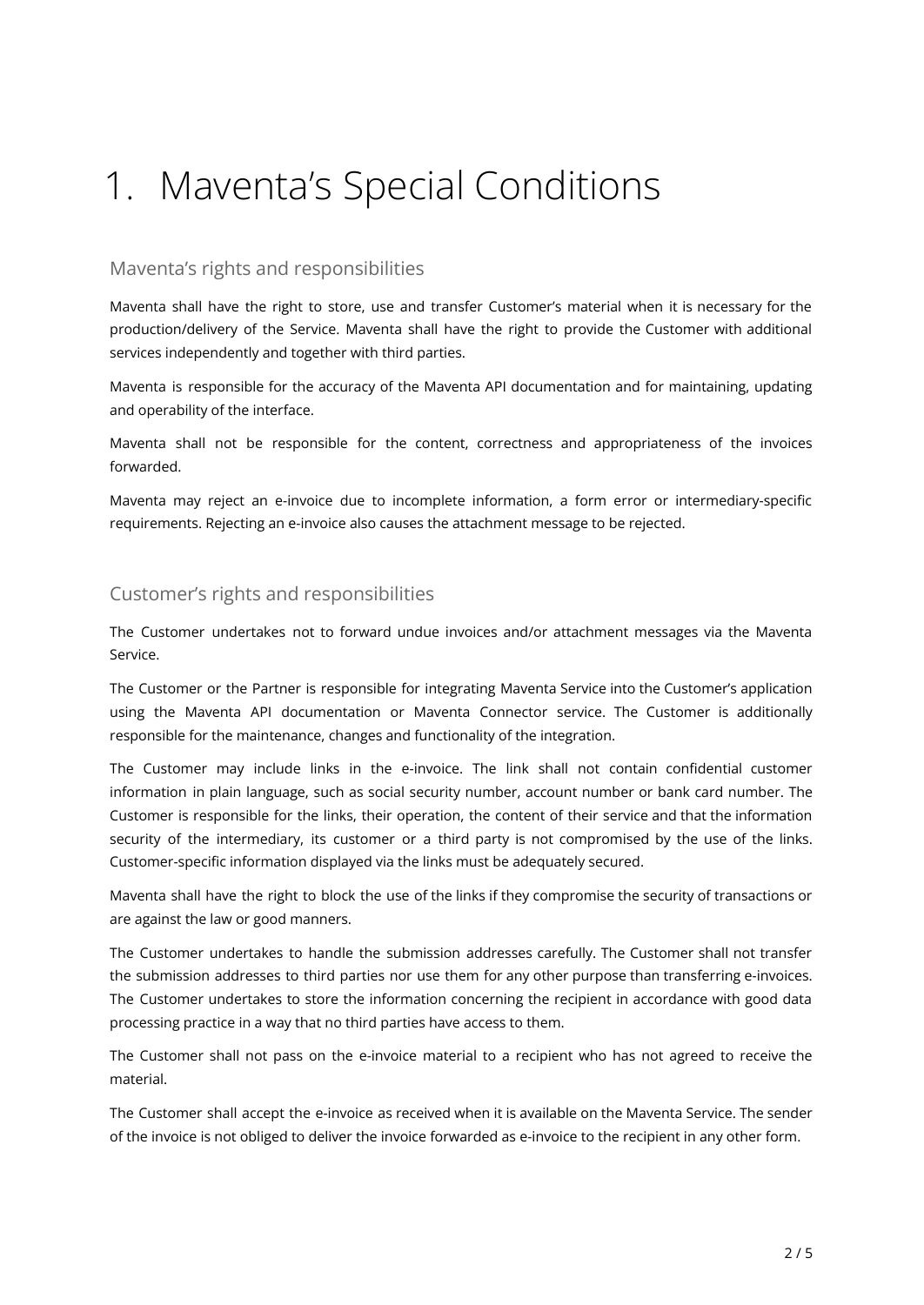# 1. Maventa's Special Conditions

## Maventa's rights and responsibilities

Maventa shall have the right to store, use and transfer Customer's material when it is necessary for the production/delivery of the Service. Maventa shall have the right to provide the Customer with additional services independently and together with third parties.

Maventa is responsible for the accuracy of the Maventa API documentation and for maintaining, updating and operability of the interface.

Maventa shall not be responsible for the content, correctness and appropriateness of the invoices forwarded.

Maventa may reject an e-invoice due to incomplete information, a form error or intermediary-specific requirements. Rejecting an e-invoice also causes the attachment message to be rejected.

## Customer's rights and responsibilities

The Customer undertakes not to forward undue invoices and/or attachment messages via the Maventa Service.

The Customer or the Partner is responsible for integrating Maventa Service into the Customer's application using the Maventa API documentation or Maventa Connector service. The Customer is additionally responsible for the maintenance, changes and functionality of the integration.

The Customer may include links in the e-invoice. The link shall not contain confidential customer information in plain language, such as social security number, account number or bank card number. The Customer is responsible for the links, their operation, the content of their service and that the information security of the intermediary, its customer or a third party is not compromised by the use of the links. Customer-specific information displayed via the links must be adequately secured.

Maventa shall have the right to block the use of the links if they compromise the security of transactions or are against the law or good manners.

The Customer undertakes to handle the submission addresses carefully. The Customer shall not transfer the submission addresses to third parties nor use them for any other purpose than transferring e-invoices. The Customer undertakes to store the information concerning the recipient in accordance with good data processing practice in a way that no third parties have access to them.

The Customer shall not pass on the e-invoice material to a recipient who has not agreed to receive the material.

The Customer shall accept the e-invoice as received when it is available on the Maventa Service. The sender of the invoice is not obliged to deliver the invoice forwarded as e-invoice to the recipient in any other form.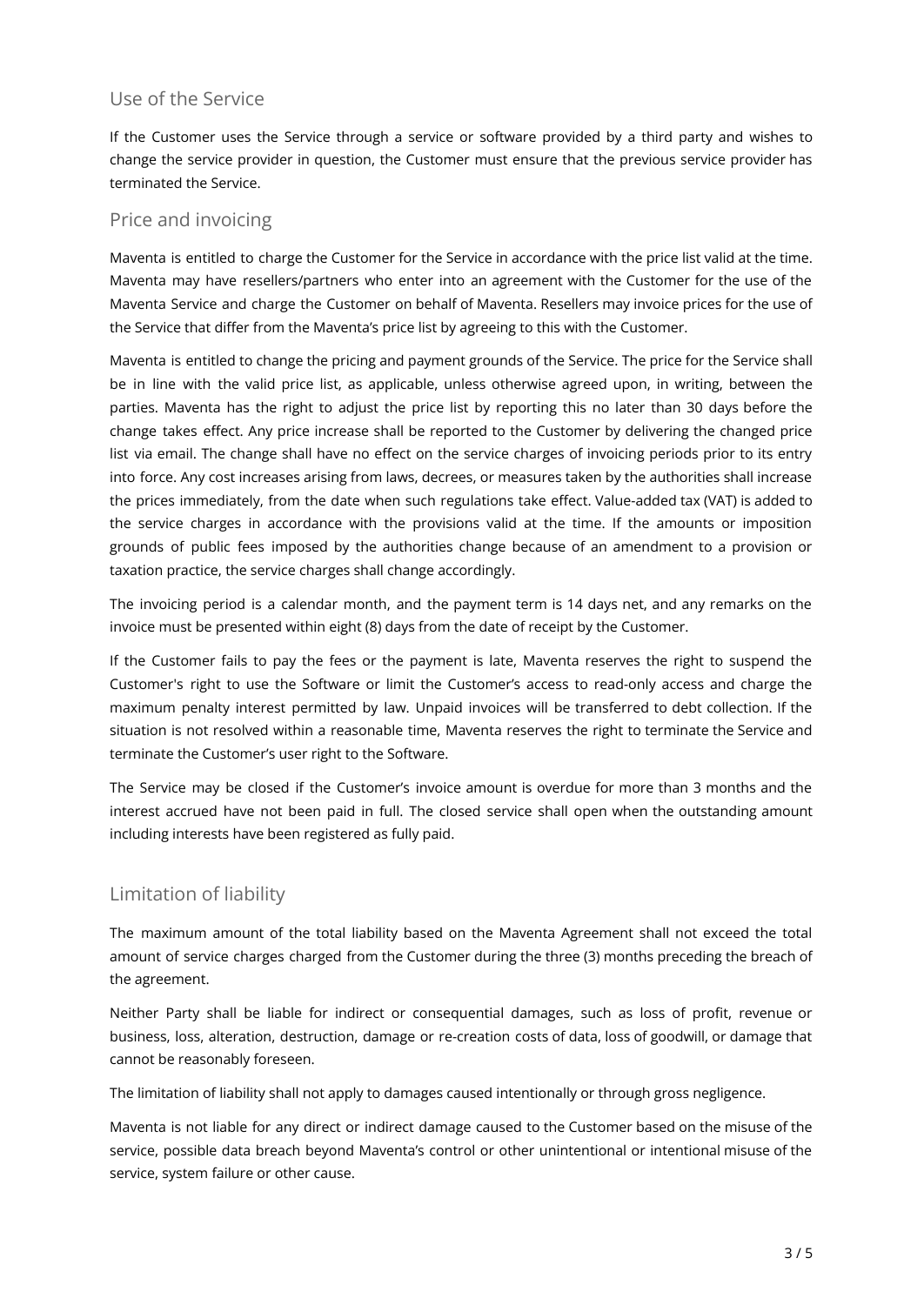## Use of the Service

If the Customer uses the Service through a service or software provided by a third party and wishes to change the service provider in question, the Customer must ensure that the previous service provider has terminated the Service.

## Price and invoicing

Maventa is entitled to charge the Customer for the Service in accordance with the price list valid at the time. Maventa may have resellers/partners who enter into an agreement with the Customer for the use of the Maventa Service and charge the Customer on behalf of Maventa. Resellers may invoice prices for the use of the Service that differ from the Maventa's price list by agreeing to this with the Customer.

Maventa is entitled to change the pricing and payment grounds of the Service. The price for the Service shall be in line with the valid price list, as applicable, unless otherwise agreed upon, in writing, between the parties. Maventa has the right to adjust the price list by reporting this no later than 30 days before the change takes effect. Any price increase shall be reported to the Customer by delivering the changed price list via email. The change shall have no effect on the service charges of invoicing periods prior to its entry into force. Any cost increases arising from laws, decrees, or measures taken by the authorities shall increase the prices immediately, from the date when such regulations take effect. Value-added tax (VAT) is added to the service charges in accordance with the provisions valid at the time. If the amounts or imposition grounds of public fees imposed by the authorities change because of an amendment to a provision or taxation practice, the service charges shall change accordingly.

The invoicing period is a calendar month, and the payment term is 14 days net, and any remarks on the invoice must be presented within eight (8) days from the date of receipt by the Customer.

If the Customer fails to pay the fees or the payment is late, Maventa reserves the right to suspend the Customer's right to use the Software or limit the Customer's access to read-only access and charge the maximum penalty interest permitted by law. Unpaid invoices will be transferred to debt collection. If the situation is not resolved within a reasonable time, Maventa reserves the right to terminate the Service and terminate the Customer's user right to the Software.

The Service may be closed if the Customer's invoice amount is overdue for more than 3 months and the interest accrued have not been paid in full. The closed service shall open when the outstanding amount including interests have been registered as fully paid.

## Limitation of liability

The maximum amount of the total liability based on the Maventa Agreement shall not exceed the total amount of service charges charged from the Customer during the three (3) months preceding the breach of the agreement.

Neither Party shall be liable for indirect or consequential damages, such as loss of profit, revenue or business, loss, alteration, destruction, damage or re-creation costs of data, loss of goodwill, or damage that cannot be reasonably foreseen.

The limitation of liability shall not apply to damages caused intentionally or through gross negligence.

Maventa is not liable for any direct or indirect damage caused to the Customer based on the misuse of the service, possible data breach beyond Maventa's control or other unintentional or intentional misuse of the service, system failure or other cause.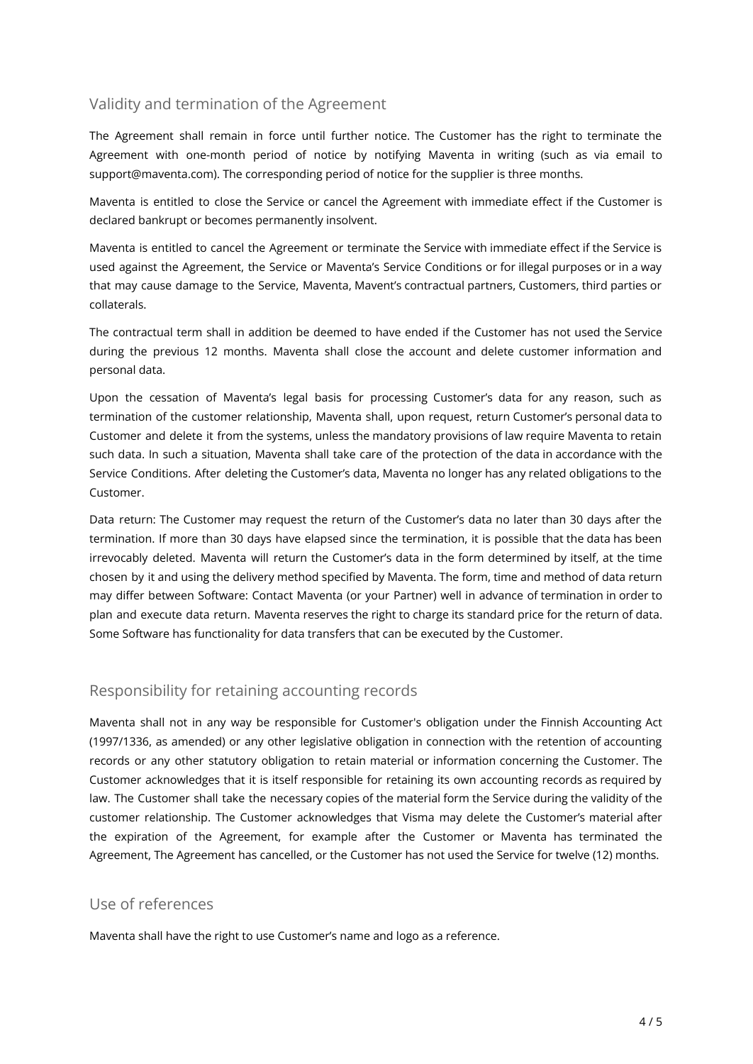## Validity and termination of the Agreement

The Agreement shall remain in force until further notice. The Customer has the right to terminate the Agreement with one-month period of notice by notifying Maventa in writing (such as via email to support@maventa.com). The corresponding period of notice for the supplier is three months.

Maventa is entitled to close the Service or cancel the Agreement with immediate effect if the Customer is declared bankrupt or becomes permanently insolvent.

Maventa is entitled to cancel the Agreement or terminate the Service with immediate effect if the Service is used against the Agreement, the Service or Maventa's Service Conditions or for illegal purposes or in a way that may cause damage to the Service, Maventa, Mavent's contractual partners, Customers, third parties or collaterals.

The contractual term shall in addition be deemed to have ended if the Customer has not used the Service during the previous 12 months. Maventa shall close the account and delete customer information and personal data.

Upon the cessation of Maventa's legal basis for processing Customer's data for any reason, such as termination of the customer relationship, Maventa shall, upon request, return Customer's personal data to Customer and delete it from the systems, unless the mandatory provisions of law require Maventa to retain such data. In such a situation, Maventa shall take care of the protection of the data in accordance with the Service Conditions. After deleting the Customer's data, Maventa no longer has any related obligations to the Customer.

Data return: The Customer may request the return of the Customer's data no later than 30 days after the termination. If more than 30 days have elapsed since the termination, it is possible that the data has been irrevocably deleted. Maventa will return the Customer's data in the form determined by itself, at the time chosen by it and using the delivery method specified by Maventa. The form, time and method of data return may differ between Software: Contact Maventa (or your Partner) well in advance of termination in order to plan and execute data return. Maventa reserves the right to charge its standard price for the return of data. Some Software has functionality for data transfers that can be executed by the Customer.

## Responsibility for retaining accounting records

Maventa shall not in any way be responsible for Customer's obligation under the Finnish Accounting Act (1997/1336, as amended) or any other legislative obligation in connection with the retention of accounting records or any other statutory obligation to retain material or information concerning the Customer. The Customer acknowledges that it is itself responsible for retaining its own accounting records as required by law. The Customer shall take the necessary copies of the material form the Service during the validity of the customer relationship. The Customer acknowledges that Visma may delete the Customer's material after the expiration of the Agreement, for example after the Customer or Maventa has terminated the Agreement, The Agreement has cancelled, or the Customer has not used the Service for twelve (12) months.

## Use of references

Maventa shall have the right to use Customer's name and logo as a reference.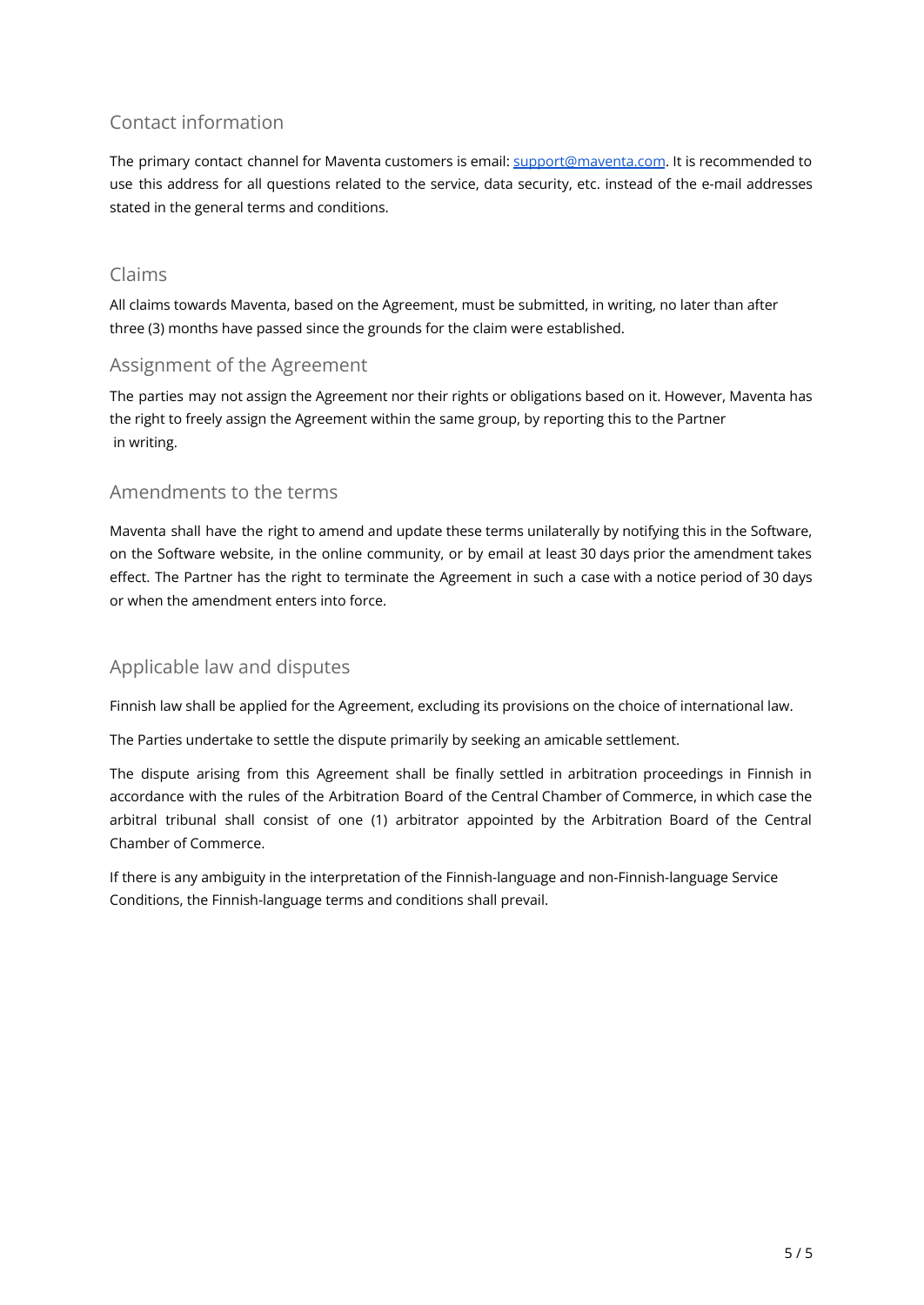## Contact information

The primary contact channel for Maventa customers is email: support@maventa.com. It is recommended to use this address for all questions related to the service, data security, etc. instead of the e-mail addresses stated in the general terms and conditions.

## Claims

All claims towards Maventa, based on the Agreement, must be submitted, in writing, no later than after three (3) months have passed since the grounds for the claim were established.

## Assignment of the Agreement

The parties may not assign the Agreement nor their rights or obligations based on it. However, Maventa has the right to freely assign the Agreement within the same group, by reporting this to the Partner in writing.

## Amendments to the terms

Maventa shall have the right to amend and update these terms unilaterally by notifying this in the Software, on the Software website, in the online community, or by email at least 30 days prior the amendment takes effect. The Partner has the right to terminate the Agreement in such a case with a notice period of 30 days or when the amendment enters into force.

## Applicable law and disputes

Finnish law shall be applied for the Agreement, excluding its provisions on the choice of international law.

The Parties undertake to settle the dispute primarily by seeking an amicable settlement.

The dispute arising from this Agreement shall be finally settled in arbitration proceedings in Finnish in accordance with the rules of the Arbitration Board of the Central Chamber of Commerce, in which case the arbitral tribunal shall consist of one (1) arbitrator appointed by the Arbitration Board of the Central Chamber of Commerce.

If there is any ambiguity in the interpretation of the Finnish-language and non-Finnish-language Service Conditions, the Finnish-language terms and conditions shall prevail.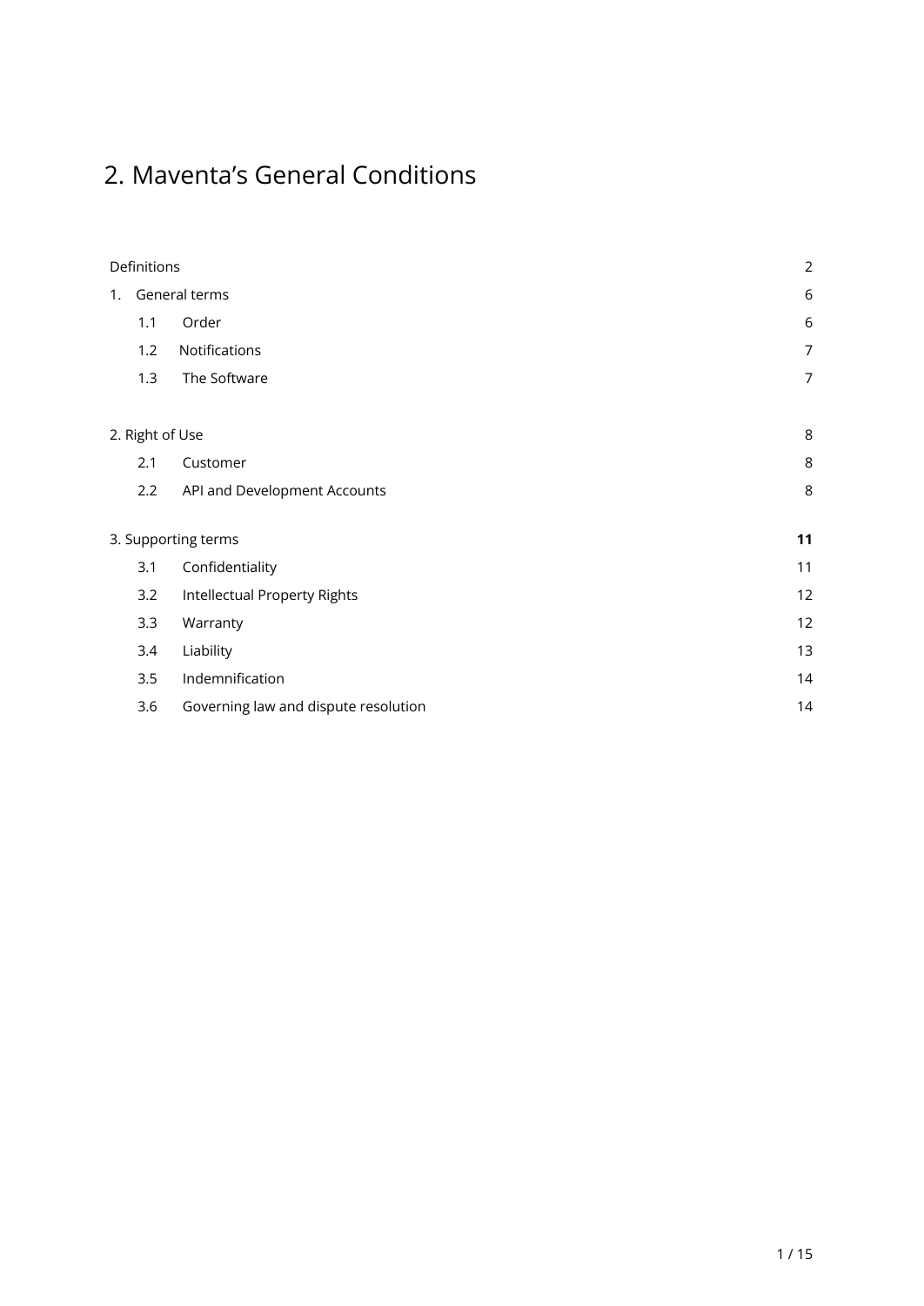# 2. Maventa's General Conditions

| | | |
|---|---|---|
| Definitions | | 2 |
| 1. | General terms | 6 |
| 1.1 | Order | 6 |
| 1.2 | Notifications | 7 |
| 1.3 | The Software | 7 |
| 2. Right of Use | | 8 |
| 2.1 | Customer | 8 |
| 2.2 | API and Development Accounts | 8 |
| 3. Supporting terms | | **11** |
| 3.1 | Confidentiality | 11 |
| 3.2 | Intellectual Property Rights | 12 |
| 3.3 | Warranty | 12 |
| 3.4 | Liability | 13 |
| 3.5 | Indemnification | 14 |
| 3.6 | Governing law and dispute resolution | 14 |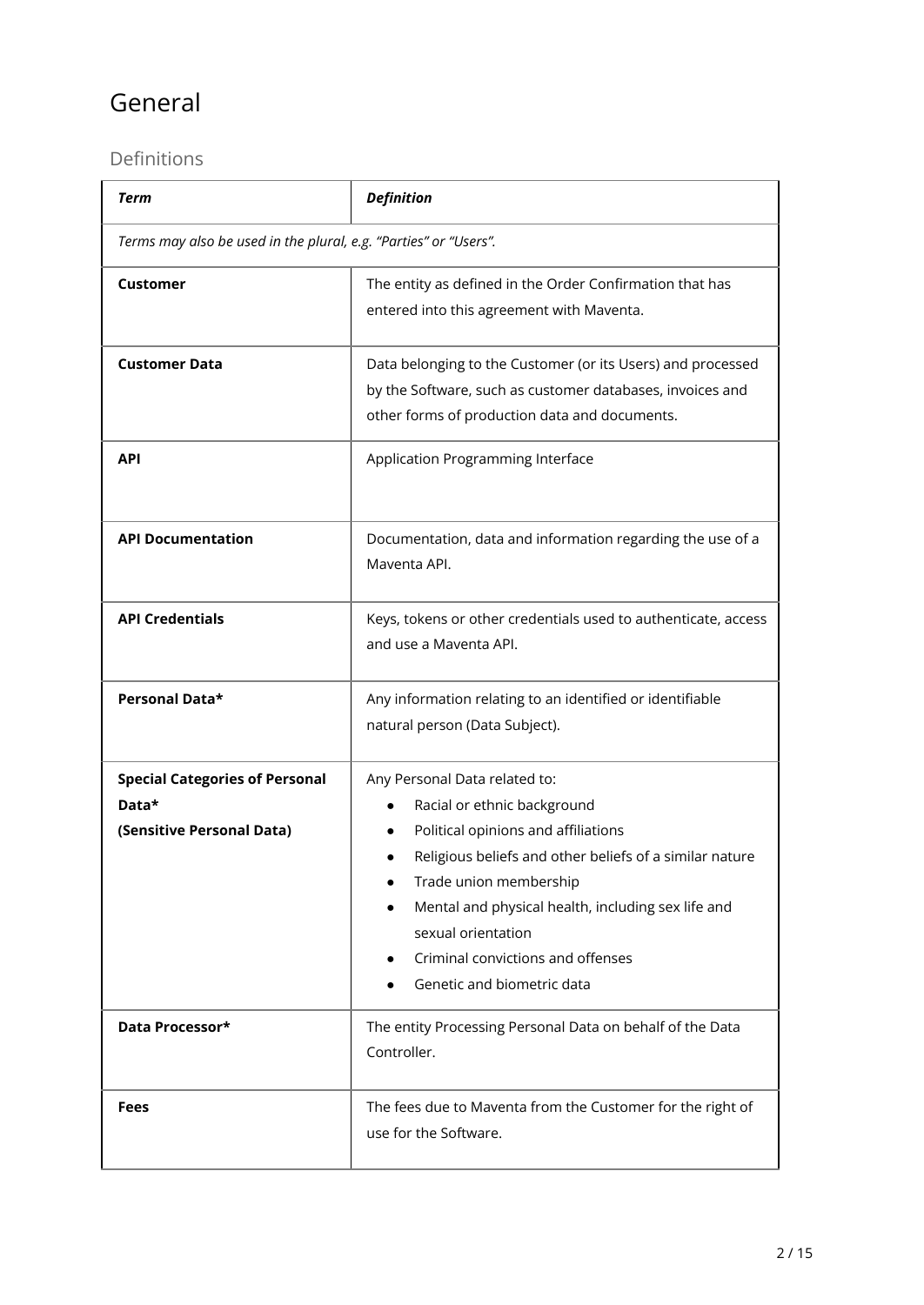# General

## Definitions

| *Term* | *Definition* |
| --- | --- |
| *Terms may also be used in the plural, e.g. "Parties" or "Users".* | |
| **Customer** | The entity as defined in the Order Confirmation that has entered into this agreement with Maventa. |
| **Customer Data** | Data belonging to the Customer (or its Users) and processed by the Software, such as customer databases, invoices and other forms of production data and documents. |
| **API** | Application Programming Interface |
| **API Documentation** | Documentation, data and information regarding the use of a Maventa API. |
| **API Credentials** | Keys, tokens or other credentials used to authenticate, access and use a Maventa API. |
| **Personal Data*** | Any information relating to an identified or identifiable natural person (Data Subject). |
| **Special Categories of Personal Data*** **(Sensitive Personal Data)** | Any Personal Data related to: <br>• Racial or ethnic background <br>• Political opinions and affiliations <br>• Religious beliefs and other beliefs of a similar nature <br>• Trade union membership <br>• Mental and physical health, including sex life and sexual orientation <br>• Criminal convictions and offenses <br>• Genetic and biometric data |
| **Data Processor*** | The entity Processing Personal Data on behalf of the Data Controller. |
| **Fees** | The fees due to Maventa from the Customer for the right of use for the Software. |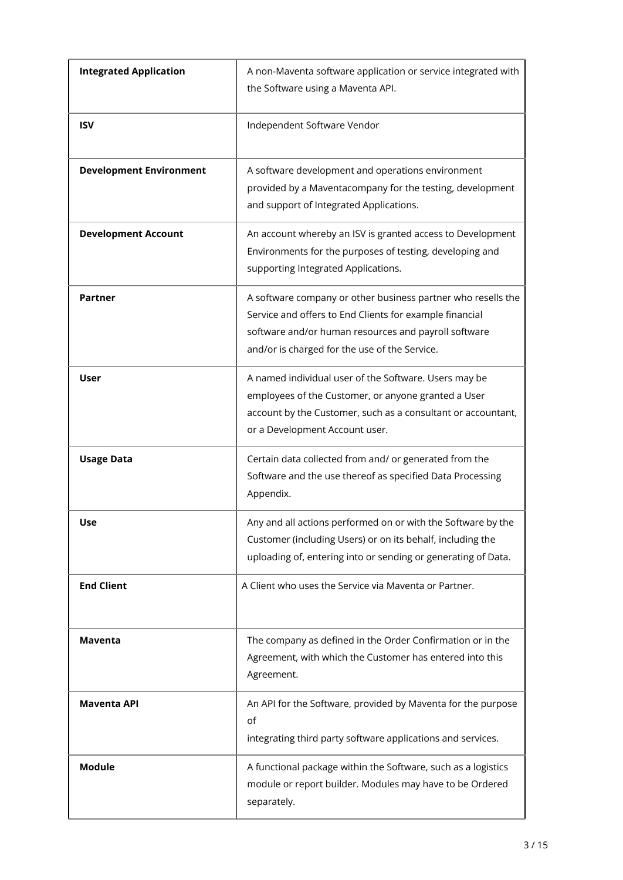| | |
|---|---|
| **Integrated Application** | A non-Maventa software application or service integrated with the Software using a Maventa API. |
| **ISV** | Independent Software Vendor |
| **Development Environment** | A software development and operations environment provided by a Maventacompany for the testing, development and support of Integrated Applications. |
| **Development Account** | An account whereby an ISV is granted access to Development Environments for the purposes of testing, developing and supporting Integrated Applications. |
| **Partner** | A software company or other business partner who resells the Service and offers to End Clients for example financial software and/or human resources and payroll software and/or is charged for the use of the Service. |
| **User** | A named individual user of the Software. Users may be employees of the Customer, or anyone granted a User account by the Customer, such as a consultant or accountant, or a Development Account user. |
| **Usage Data** | Certain data collected from and/ or generated from the Software and the use thereof as specified Data Processing Appendix. |
| **Use** | Any and all actions performed on or with the Software by the Customer (including Users) or on its behalf, including the uploading of, entering into or sending or generating of Data. |
| **End Client** | A Client who uses the Service via Maventa or Partner. |
| **Maventa** | The company as defined in the Order Confirmation or in the Agreement, with which the Customer has entered into this Agreement. |
| **Maventa API** | An API for the Software, provided by Maventa for the purpose of integrating third party software applications and services. |
| **Module** | A functional package within the Software, such as a logistics module or report builder. Modules may have to be Ordered separately. |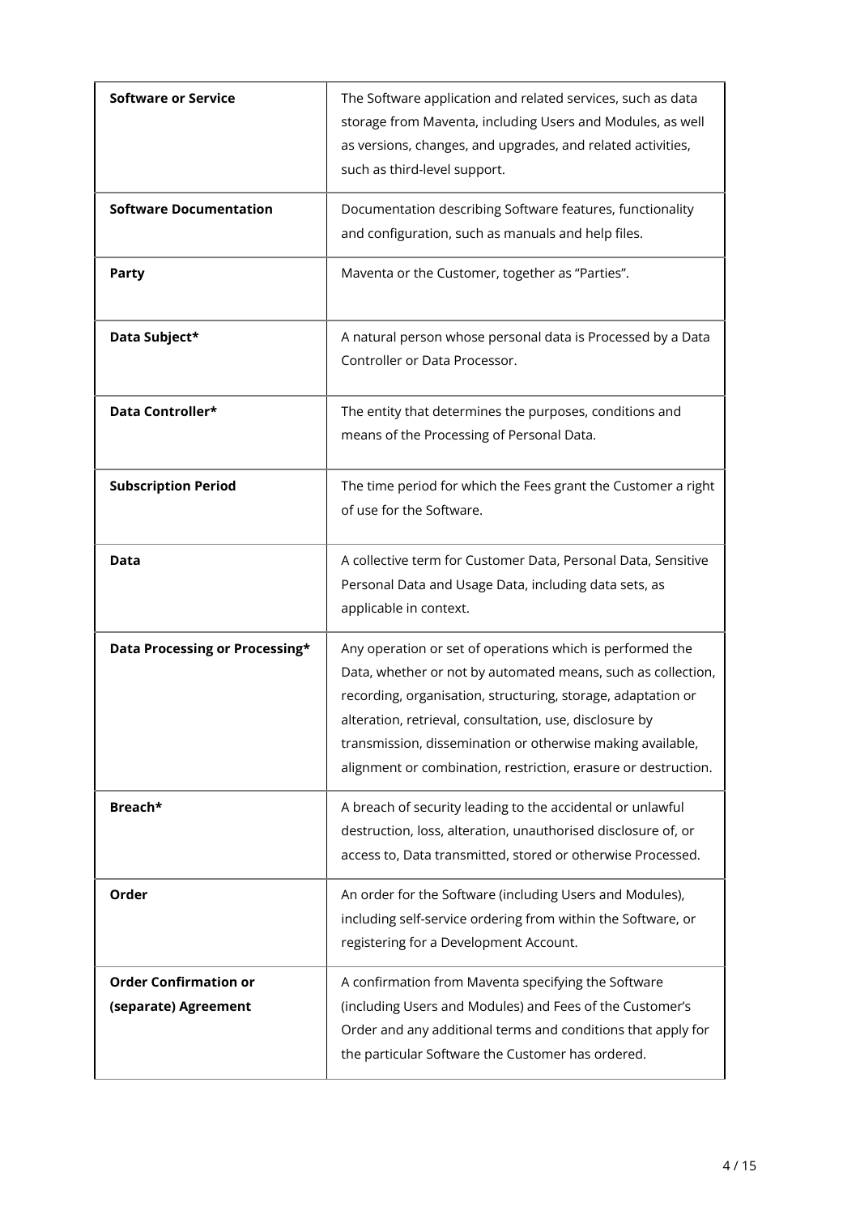| | |
|---|---|
| **Software or Service** | The Software application and related services, such as data storage from Maventa, including Users and Modules, as well as versions, changes, and upgrades, and related activities, such as third-level support. |
| **Software Documentation** | Documentation describing Software features, functionality and configuration, such as manuals and help files. |
| **Party** | Maventa or the Customer, together as "Parties". |
| **Data Subject*** | A natural person whose personal data is Processed by a Data Controller or Data Processor. |
| **Data Controller*** | The entity that determines the purposes, conditions and means of the Processing of Personal Data. |
| **Subscription Period** | The time period for which the Fees grant the Customer a right of use for the Software. |
| **Data** | A collective term for Customer Data, Personal Data, Sensitive Personal Data and Usage Data, including data sets, as applicable in context. |
| **Data Processing or Processing*** | Any operation or set of operations which is performed the Data, whether or not by automated means, such as collection, recording, organisation, structuring, storage, adaptation or alteration, retrieval, consultation, use, disclosure by transmission, dissemination or otherwise making available, alignment or combination, restriction, erasure or destruction. |
| **Breach*** | A breach of security leading to the accidental or unlawful destruction, loss, alteration, unauthorised disclosure of, or access to, Data transmitted, stored or otherwise Processed. |
| **Order** | An order for the Software (including Users and Modules), including self-service ordering from within the Software, or registering for a Development Account. |
| **Order Confirmation or (separate) Agreement** | A confirmation from Maventa specifying the Software (including Users and Modules) and Fees of the Customer's Order and any additional terms and conditions that apply for the particular Software the Customer has ordered. |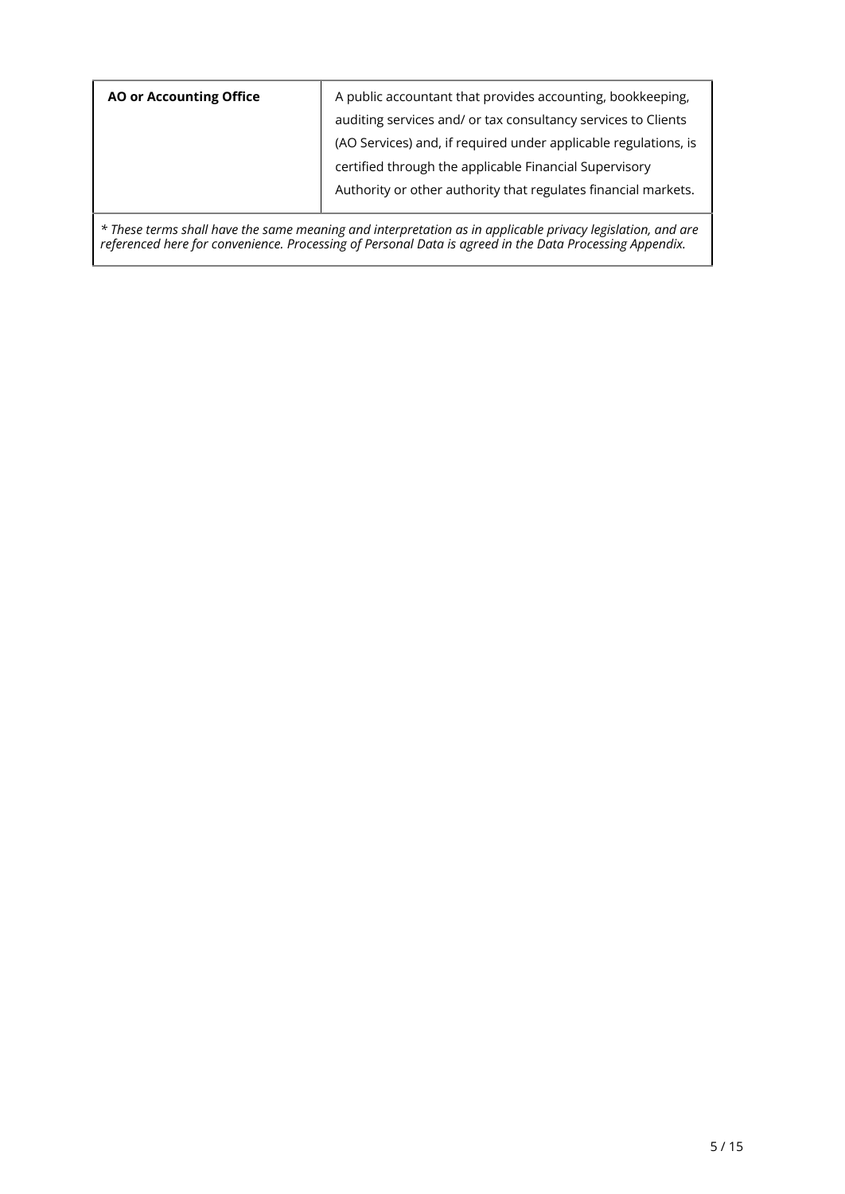| | |
|---|---|
| **AO or Accounting Office** | A public accountant that provides accounting, bookkeeping, auditing services and/ or tax consultancy services to Clients (AO Services) and, if required under applicable regulations, is certified through the applicable Financial Supervisory Authority or other authority that regulates financial markets. |

*\* These terms shall have the same meaning and interpretation as in applicable privacy legislation, and are referenced here for convenience. Processing of Personal Data is agreed in the Data Processing Appendix.*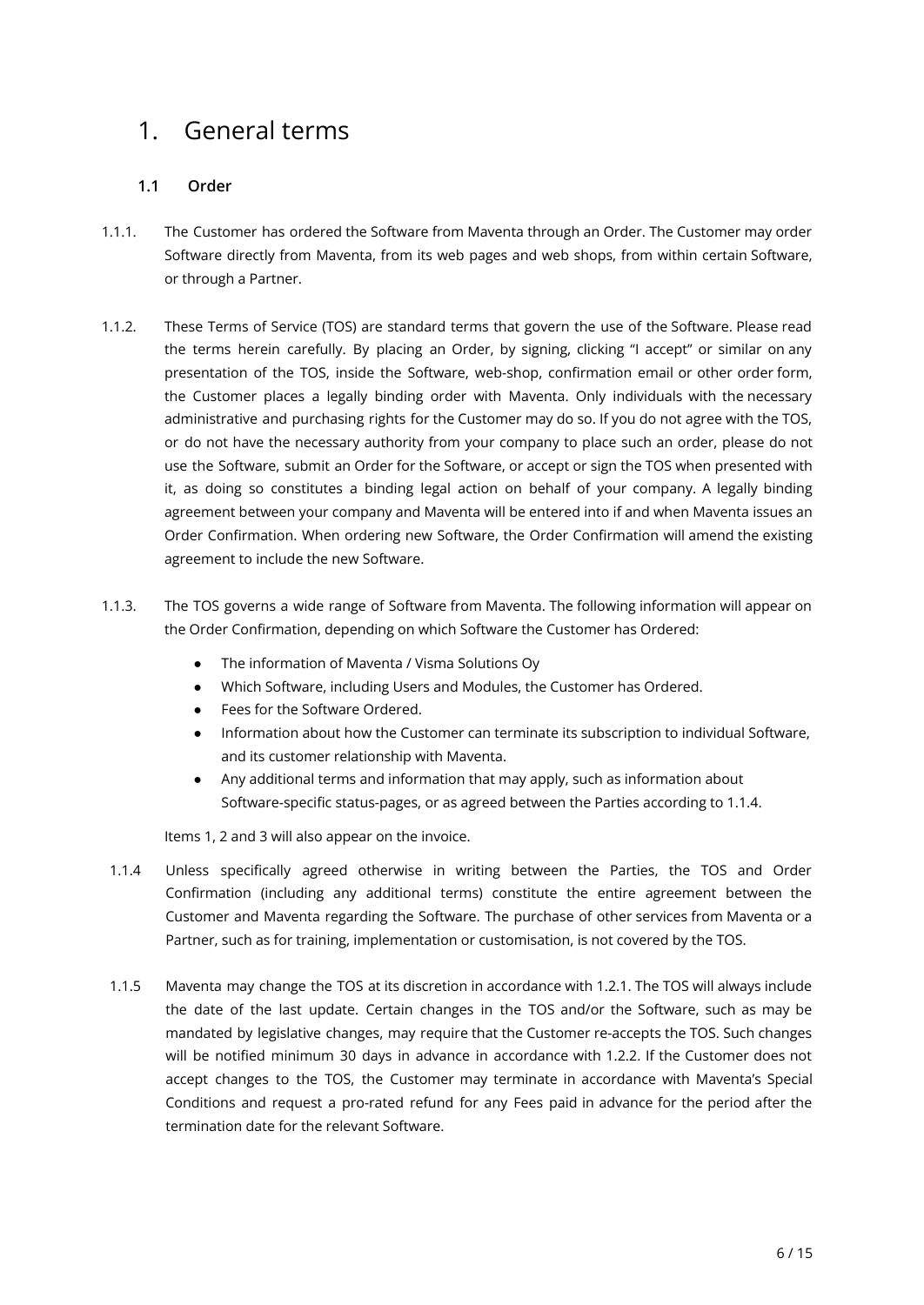# 1. General terms

## 1.1 Order

1.1.1. The Customer has ordered the Software from Maventa through an Order. The Customer may order Software directly from Maventa, from its web pages and web shops, from within certain Software, or through a Partner.

1.1.2. These Terms of Service (TOS) are standard terms that govern the use of the Software. Please read the terms herein carefully. By placing an Order, by signing, clicking "I accept" or similar on any presentation of the TOS, inside the Software, web-shop, confirmation email or other order form, the Customer places a legally binding order with Maventa. Only individuals with the necessary administrative and purchasing rights for the Customer may do so. If you do not agree with the TOS, or do not have the necessary authority from your company to place such an order, please do not use the Software, submit an Order for the Software, or accept or sign the TOS when presented with it, as doing so constitutes a binding legal action on behalf of your company. A legally binding agreement between your company and Maventa will be entered into if and when Maventa issues an Order Confirmation. When ordering new Software, the Order Confirmation will amend the existing agreement to include the new Software.

1.1.3. The TOS governs a wide range of Software from Maventa. The following information will appear on the Order Confirmation, depending on which Software the Customer has Ordered:

- The information of Maventa / Visma Solutions Oy
- Which Software, including Users and Modules, the Customer has Ordered.
- Fees for the Software Ordered.
- Information about how the Customer can terminate its subscription to individual Software, and its customer relationship with Maventa.
- Any additional terms and information that may apply, such as information about Software-specific status-pages, or as agreed between the Parties according to 1.1.4.

Items 1, 2 and 3 will also appear on the invoice.

1.1.4 Unless specifically agreed otherwise in writing between the Parties, the TOS and Order Confirmation (including any additional terms) constitute the entire agreement between the Customer and Maventa regarding the Software. The purchase of other services from Maventa or a Partner, such as for training, implementation or customisation, is not covered by the TOS.

1.1.5 Maventa may change the TOS at its discretion in accordance with 1.2.1. The TOS will always include the date of the last update. Certain changes in the TOS and/or the Software, such as may be mandated by legislative changes, may require that the Customer re-accepts the TOS. Such changes will be notified minimum 30 days in advance in accordance with 1.2.2. If the Customer does not accept changes to the TOS, the Customer may terminate in accordance with Maventa's Special Conditions and request a pro-rated refund for any Fees paid in advance for the period after the termination date for the relevant Software.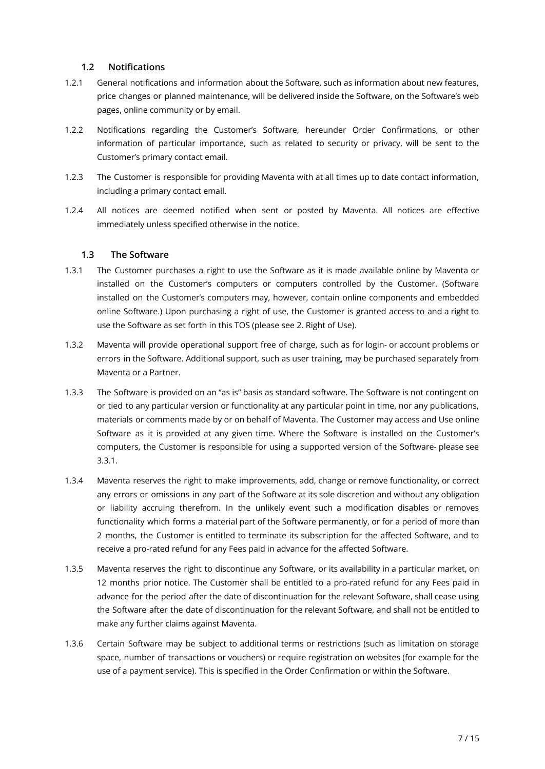### 1.2 Notifications

1.2.1 General notifications and information about the Software, such as information about new features, price changes or planned maintenance, will be delivered inside the Software, on the Software's web pages, online community or by email.

1.2.2 Notifications regarding the Customer's Software, hereunder Order Confirmations, or other information of particular importance, such as related to security or privacy, will be sent to the Customer's primary contact email.

1.2.3 The Customer is responsible for providing Maventa with at all times up to date contact information, including a primary contact email.

1.2.4 All notices are deemed notified when sent or posted by Maventa. All notices are effective immediately unless specified otherwise in the notice.

### 1.3 The Software

1.3.1 The Customer purchases a right to use the Software as it is made available online by Maventa or installed on the Customer's computers or computers controlled by the Customer. (Software installed on the Customer's computers may, however, contain online components and embedded online Software.) Upon purchasing a right of use, the Customer is granted access to and a right to use the Software as set forth in this TOS (please see 2. Right of Use).

1.3.2 Maventa will provide operational support free of charge, such as for login- or account problems or errors in the Software. Additional support, such as user training, may be purchased separately from Maventa or a Partner.

1.3.3 The Software is provided on an "as is" basis as standard software. The Software is not contingent on or tied to any particular version or functionality at any particular point in time, nor any publications, materials or comments made by or on behalf of Maventa. The Customer may access and Use online Software as it is provided at any given time. Where the Software is installed on the Customer's computers, the Customer is responsible for using a supported version of the Software- please see 3.3.1.

1.3.4 Maventa reserves the right to make improvements, add, change or remove functionality, or correct any errors or omissions in any part of the Software at its sole discretion and without any obligation or liability accruing therefrom. In the unlikely event such a modification disables or removes functionality which forms a material part of the Software permanently, or for a period of more than 2 months, the Customer is entitled to terminate its subscription for the affected Software, and to receive a pro-rated refund for any Fees paid in advance for the affected Software.

1.3.5 Maventa reserves the right to discontinue any Software, or its availability in a particular market, on 12 months prior notice. The Customer shall be entitled to a pro-rated refund for any Fees paid in advance for the period after the date of discontinuation for the relevant Software, shall cease using the Software after the date of discontinuation for the relevant Software, and shall not be entitled to make any further claims against Maventa.

1.3.6 Certain Software may be subject to additional terms or restrictions (such as limitation on storage space, number of transactions or vouchers) or require registration on websites (for example for the use of a payment service). This is specified in the Order Confirmation or within the Software.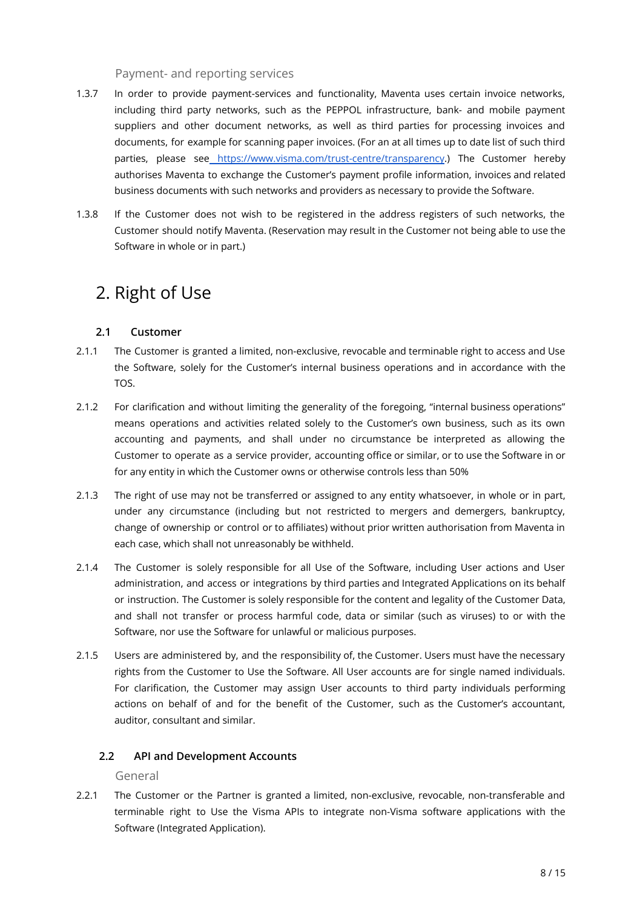Payment- and reporting services

1.3.7 In order to provide payment-services and functionality, Maventa uses certain invoice networks, including third party networks, such as the PEPPOL infrastructure, bank- and mobile payment suppliers and other document networks, as well as third parties for processing invoices and documents, for example for scanning paper invoices. (For an at all times up to date list of such third parties, please see [https://www.visma.com/trust-centre/transparency](https://www.visma.com/trust-centre/transparency).) The Customer hereby authorises Maventa to exchange the Customer's payment profile information, invoices and related business documents with such networks and providers as necessary to provide the Software.

1.3.8 If the Customer does not wish to be registered in the address registers of such networks, the Customer should notify Maventa. (Reservation may result in the Customer not being able to use the Software in whole or in part.)

# 2. Right of Use

## 2.1 Customer

2.1.1 The Customer is granted a limited, non-exclusive, revocable and terminable right to access and Use the Software, solely for the Customer's internal business operations and in accordance with the TOS.

2.1.2 For clarification and without limiting the generality of the foregoing, "internal business operations" means operations and activities related solely to the Customer's own business, such as its own accounting and payments, and shall under no circumstance be interpreted as allowing the Customer to operate as a service provider, accounting office or similar, or to use the Software in or for any entity in which the Customer owns or otherwise controls less than 50%

2.1.3 The right of use may not be transferred or assigned to any entity whatsoever, in whole or in part, under any circumstance (including but not restricted to mergers and demergers, bankruptcy, change of ownership or control or to affiliates) without prior written authorisation from Maventa in each case, which shall not unreasonably be withheld.

2.1.4 The Customer is solely responsible for all Use of the Software, including User actions and User administration, and access or integrations by third parties and Integrated Applications on its behalf or instruction. The Customer is solely responsible for the content and legality of the Customer Data, and shall not transfer or process harmful code, data or similar (such as viruses) to or with the Software, nor use the Software for unlawful or malicious purposes.

2.1.5 Users are administered by, and the responsibility of, the Customer. Users must have the necessary rights from the Customer to Use the Software. All User accounts are for single named individuals. For clarification, the Customer may assign User accounts to third party individuals performing actions on behalf of and for the benefit of the Customer, such as the Customer's accountant, auditor, consultant and similar.

## 2.2 API and Development Accounts

General

2.2.1 The Customer or the Partner is granted a limited, non-exclusive, revocable, non-transferable and terminable right to Use the Visma APIs to integrate non-Visma software applications with the Software (Integrated Application).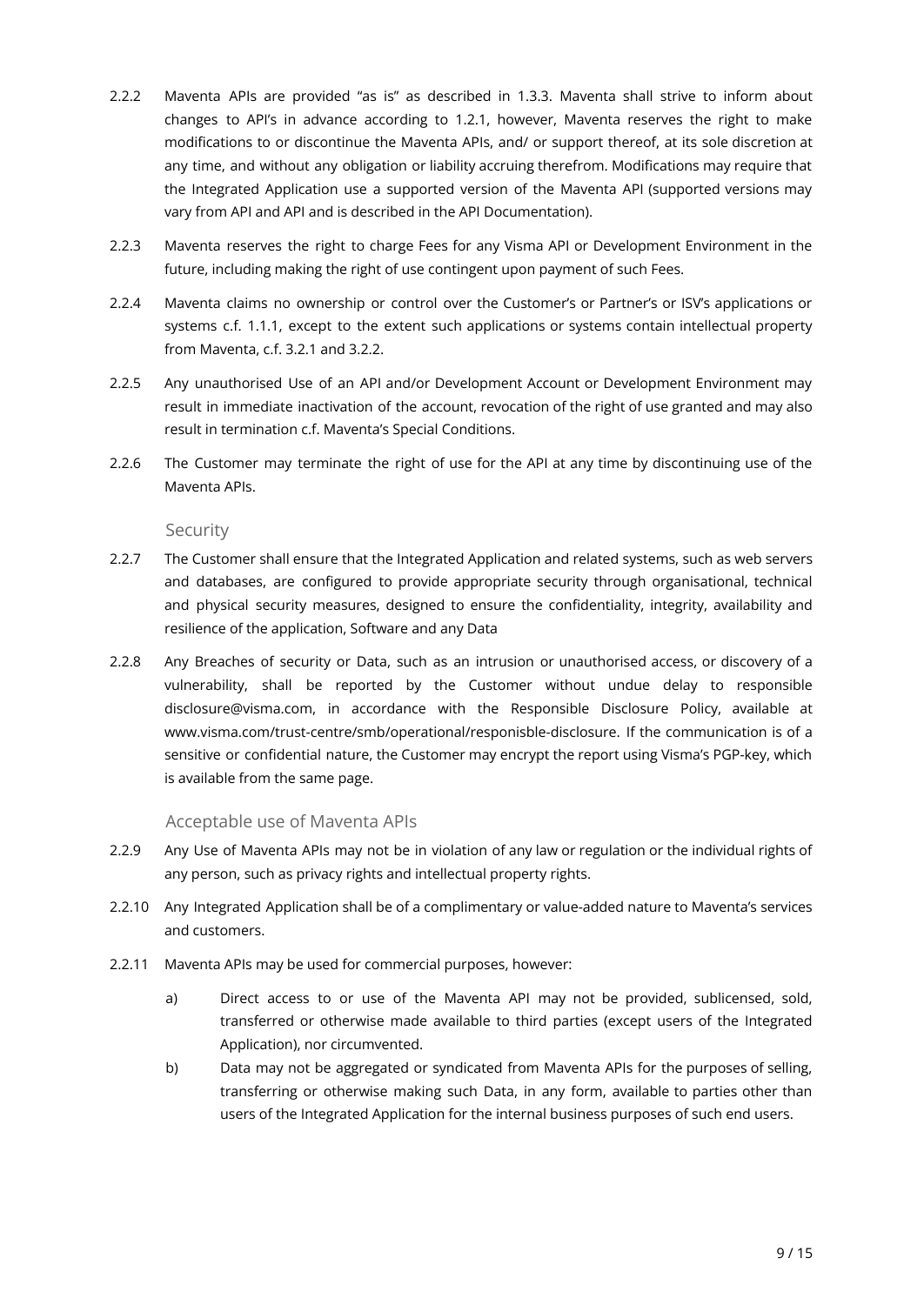2.2.2 Maventa APIs are provided "as is" as described in 1.3.3. Maventa shall strive to inform about changes to API's in advance according to 1.2.1, however, Maventa reserves the right to make modifications to or discontinue the Maventa APIs, and/ or support thereof, at its sole discretion at any time, and without any obligation or liability accruing therefrom. Modifications may require that the Integrated Application use a supported version of the Maventa API (supported versions may vary from API and API and is described in the API Documentation).

2.2.3 Maventa reserves the right to charge Fees for any Visma API or Development Environment in the future, including making the right of use contingent upon payment of such Fees.

2.2.4 Maventa claims no ownership or control over the Customer's or Partner's or ISV's applications or systems c.f. 1.1.1, except to the extent such applications or systems contain intellectual property from Maventa, c.f. 3.2.1 and 3.2.2.

2.2.5 Any unauthorised Use of an API and/or Development Account or Development Environment may result in immediate inactivation of the account, revocation of the right of use granted and may also result in termination c.f. Maventa's Special Conditions.

2.2.6 The Customer may terminate the right of use for the API at any time by discontinuing use of the Maventa APIs.

### Security

2.2.7 The Customer shall ensure that the Integrated Application and related systems, such as web servers and databases, are configured to provide appropriate security through organisational, technical and physical security measures, designed to ensure the confidentiality, integrity, availability and resilience of the application, Software and any Data

2.2.8 Any Breaches of security or Data, such as an intrusion or unauthorised access, or discovery of a vulnerability, shall be reported by the Customer without undue delay to responsible disclosure@visma.com, in accordance with the Responsible Disclosure Policy, available at www.visma.com/trust-centre/smb/operational/responisble-disclosure. If the communication is of a sensitive or confidential nature, the Customer may encrypt the report using Visma's PGP-key, which is available from the same page.

### Acceptable use of Maventa APIs

2.2.9 Any Use of Maventa APIs may not be in violation of any law or regulation or the individual rights of any person, such as privacy rights and intellectual property rights.

2.2.10 Any Integrated Application shall be of a complimentary or value-added nature to Maventa's services and customers.

2.2.11 Maventa APIs may be used for commercial purposes, however:

a) Direct access to or use of the Maventa API may not be provided, sublicensed, sold, transferred or otherwise made available to third parties (except users of the Integrated Application), nor circumvented.

b) Data may not be aggregated or syndicated from Maventa APIs for the purposes of selling, transferring or otherwise making such Data, in any form, available to parties other than users of the Integrated Application for the internal business purposes of such end users.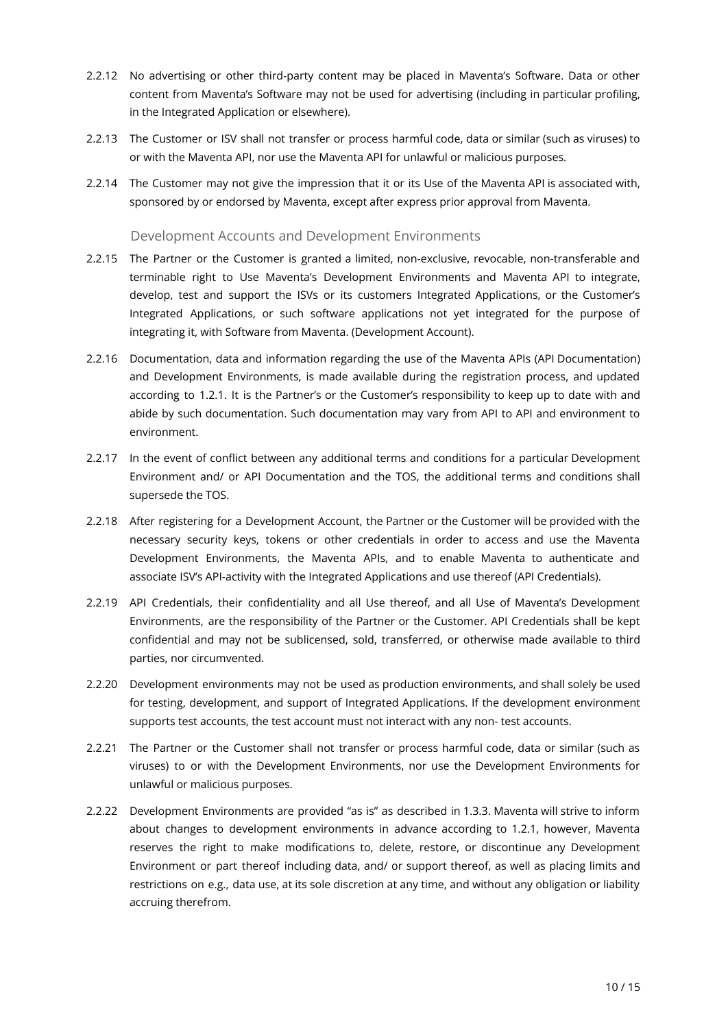2.2.12 No advertising or other third-party content may be placed in Maventa's Software. Data or other content from Maventa's Software may not be used for advertising (including in particular profiling, in the Integrated Application or elsewhere).

2.2.13 The Customer or ISV shall not transfer or process harmful code, data or similar (such as viruses) to or with the Maventa API, nor use the Maventa API for unlawful or malicious purposes.

2.2.14 The Customer may not give the impression that it or its Use of the Maventa API is associated with, sponsored by or endorsed by Maventa, except after express prior approval from Maventa.

### Development Accounts and Development Environments

2.2.15 The Partner or the Customer is granted a limited, non-exclusive, revocable, non-transferable and terminable right to Use Maventa's Development Environments and Maventa API to integrate, develop, test and support the ISVs or its customers Integrated Applications, or the Customer's Integrated Applications, or such software applications not yet integrated for the purpose of integrating it, with Software from Maventa. (Development Account).

2.2.16 Documentation, data and information regarding the use of the Maventa APIs (API Documentation) and Development Environments, is made available during the registration process, and updated according to 1.2.1. It is the Partner's or the Customer's responsibility to keep up to date with and abide by such documentation. Such documentation may vary from API to API and environment to environment.

2.2.17 In the event of conflict between any additional terms and conditions for a particular Development Environment and/ or API Documentation and the TOS, the additional terms and conditions shall supersede the TOS.

2.2.18 After registering for a Development Account, the Partner or the Customer will be provided with the necessary security keys, tokens or other credentials in order to access and use the Maventa Development Environments, the Maventa APIs, and to enable Maventa to authenticate and associate ISV's API-activity with the Integrated Applications and use thereof (API Credentials).

2.2.19 API Credentials, their confidentiality and all Use thereof, and all Use of Maventa's Development Environments, are the responsibility of the Partner or the Customer. API Credentials shall be kept confidential and may not be sublicensed, sold, transferred, or otherwise made available to third parties, nor circumvented.

2.2.20 Development environments may not be used as production environments, and shall solely be used for testing, development, and support of Integrated Applications. If the development environment supports test accounts, the test account must not interact with any non- test accounts.

2.2.21 The Partner or the Customer shall not transfer or process harmful code, data or similar (such as viruses) to or with the Development Environments, nor use the Development Environments for unlawful or malicious purposes.

2.2.22 Development Environments are provided "as is" as described in 1.3.3. Maventa will strive to inform about changes to development environments in advance according to 1.2.1, however, Maventa reserves the right to make modifications to, delete, restore, or discontinue any Development Environment or part thereof including data, and/ or support thereof, as well as placing limits and restrictions on e.g., data use, at its sole discretion at any time, and without any obligation or liability accruing therefrom.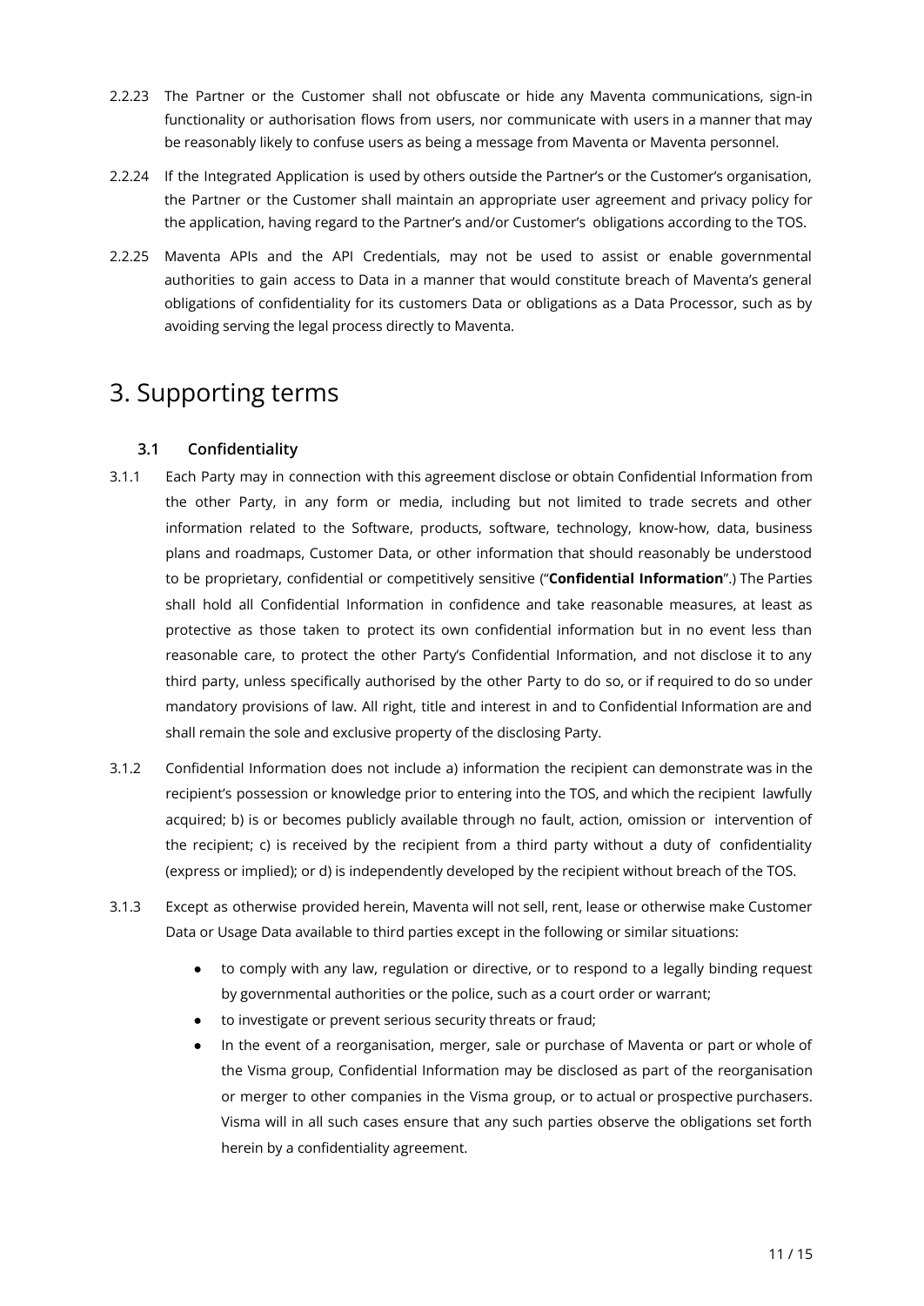2.2.23 The Partner or the Customer shall not obfuscate or hide any Maventa communications, sign-in functionality or authorisation flows from users, nor communicate with users in a manner that may be reasonably likely to confuse users as being a message from Maventa or Maventa personnel.

2.2.24 If the Integrated Application is used by others outside the Partner's or the Customer's organisation, the Partner or the Customer shall maintain an appropriate user agreement and privacy policy for the application, having regard to the Partner's and/or Customer's obligations according to the TOS.

2.2.25 Maventa APIs and the API Credentials, may not be used to assist or enable governmental authorities to gain access to Data in a manner that would constitute breach of Maventa's general obligations of confidentiality for its customers Data or obligations as a Data Processor, such as by avoiding serving the legal process directly to Maventa.

# 3. Supporting terms

### 3.1 Confidentiality

3.1.1 Each Party may in connection with this agreement disclose or obtain Confidential Information from the other Party, in any form or media, including but not limited to trade secrets and other information related to the Software, products, software, technology, know-how, data, business plans and roadmaps, Customer Data, or other information that should reasonably be understood to be proprietary, confidential or competitively sensitive ("**Confidential Information**".) The Parties shall hold all Confidential Information in confidence and take reasonable measures, at least as protective as those taken to protect its own confidential information but in no event less than reasonable care, to protect the other Party's Confidential Information, and not disclose it to any third party, unless specifically authorised by the other Party to do so, or if required to do so under mandatory provisions of law. All right, title and interest in and to Confidential Information are and shall remain the sole and exclusive property of the disclosing Party.

3.1.2 Confidential Information does not include a) information the recipient can demonstrate was in the recipient's possession or knowledge prior to entering into the TOS, and which the recipient lawfully acquired; b) is or becomes publicly available through no fault, action, omission or intervention of the recipient; c) is received by the recipient from a third party without a duty of confidentiality (express or implied); or d) is independently developed by the recipient without breach of the TOS.

3.1.3 Except as otherwise provided herein, Maventa will not sell, rent, lease or otherwise make Customer Data or Usage Data available to third parties except in the following or similar situations:

- to comply with any law, regulation or directive, or to respond to a legally binding request by governmental authorities or the police, such as a court order or warrant;
- to investigate or prevent serious security threats or fraud;
- In the event of a reorganisation, merger, sale or purchase of Maventa or part or whole of the Visma group, Confidential Information may be disclosed as part of the reorganisation or merger to other companies in the Visma group, or to actual or prospective purchasers. Visma will in all such cases ensure that any such parties observe the obligations set forth herein by a confidentiality agreement.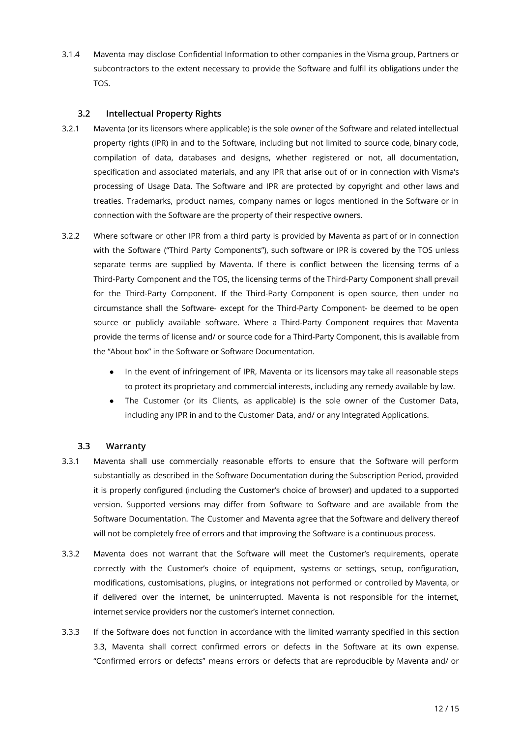3.1.4 Maventa may disclose Confidential Information to other companies in the Visma group, Partners or subcontractors to the extent necessary to provide the Software and fulfil its obligations under the TOS.

### 3.2 Intellectual Property Rights

3.2.1 Maventa (or its licensors where applicable) is the sole owner of the Software and related intellectual property rights (IPR) in and to the Software, including but not limited to source code, binary code, compilation of data, databases and designs, whether registered or not, all documentation, specification and associated materials, and any IPR that arise out of or in connection with Visma's processing of Usage Data. The Software and IPR are protected by copyright and other laws and treaties. Trademarks, product names, company names or logos mentioned in the Software or in connection with the Software are the property of their respective owners.

3.2.2 Where software or other IPR from a third party is provided by Maventa as part of or in connection with the Software ("Third Party Components"), such software or IPR is covered by the TOS unless separate terms are supplied by Maventa. If there is conflict between the licensing terms of a Third-Party Component and the TOS, the licensing terms of the Third-Party Component shall prevail for the Third-Party Component. If the Third-Party Component is open source, then under no circumstance shall the Software- except for the Third-Party Component- be deemed to be open source or publicly available software. Where a Third-Party Component requires that Maventa provide the terms of license and/ or source code for a Third-Party Component, this is available from the "About box" in the Software or Software Documentation.

- In the event of infringement of IPR, Maventa or its licensors may take all reasonable steps to protect its proprietary and commercial interests, including any remedy available by law.
- The Customer (or its Clients, as applicable) is the sole owner of the Customer Data, including any IPR in and to the Customer Data, and/ or any Integrated Applications.

### 3.3 Warranty

3.3.1 Maventa shall use commercially reasonable efforts to ensure that the Software will perform substantially as described in the Software Documentation during the Subscription Period, provided it is properly configured (including the Customer's choice of browser) and updated to a supported version. Supported versions may differ from Software to Software and are available from the Software Documentation. The Customer and Maventa agree that the Software and delivery thereof will not be completely free of errors and that improving the Software is a continuous process.

3.3.2 Maventa does not warrant that the Software will meet the Customer's requirements, operate correctly with the Customer's choice of equipment, systems or settings, setup, configuration, modifications, customisations, plugins, or integrations not performed or controlled by Maventa, or if delivered over the internet, be uninterrupted. Maventa is not responsible for the internet, internet service providers nor the customer's internet connection.

3.3.3 If the Software does not function in accordance with the limited warranty specified in this section 3.3, Maventa shall correct confirmed errors or defects in the Software at its own expense. "Confirmed errors or defects" means errors or defects that are reproducible by Maventa and/ or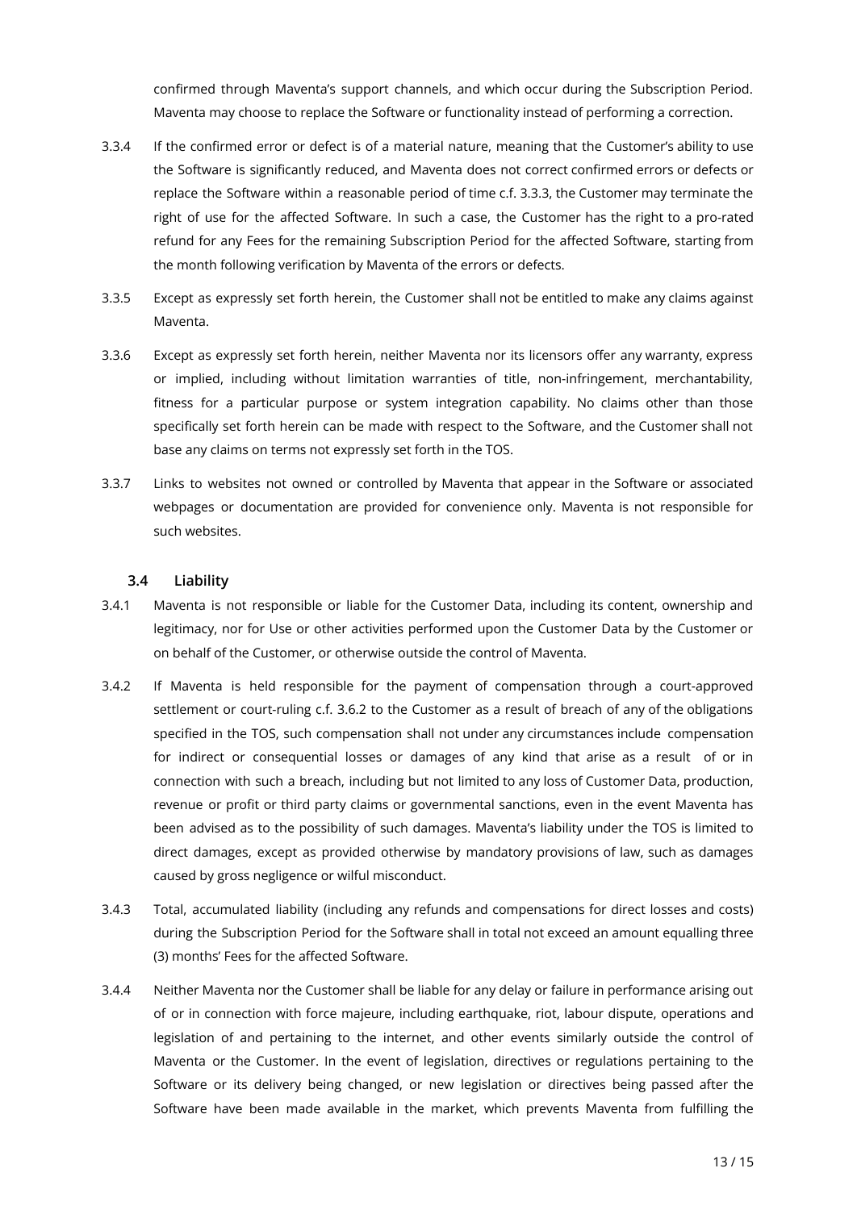confirmed through Maventa's support channels, and which occur during the Subscription Period. Maventa may choose to replace the Software or functionality instead of performing a correction.

3.3.4 If the confirmed error or defect is of a material nature, meaning that the Customer's ability to use the Software is significantly reduced, and Maventa does not correct confirmed errors or defects or replace the Software within a reasonable period of time c.f. 3.3.3, the Customer may terminate the right of use for the affected Software. In such a case, the Customer has the right to a pro-rated refund for any Fees for the remaining Subscription Period for the affected Software, starting from the month following verification by Maventa of the errors or defects.

3.3.5 Except as expressly set forth herein, the Customer shall not be entitled to make any claims against Maventa.

3.3.6 Except as expressly set forth herein, neither Maventa nor its licensors offer any warranty, express or implied, including without limitation warranties of title, non-infringement, merchantability, fitness for a particular purpose or system integration capability. No claims other than those specifically set forth herein can be made with respect to the Software, and the Customer shall not base any claims on terms not expressly set forth in the TOS.

3.3.7 Links to websites not owned or controlled by Maventa that appear in the Software or associated webpages or documentation are provided for convenience only. Maventa is not responsible for such websites.

### 3.4 Liability

3.4.1 Maventa is not responsible or liable for the Customer Data, including its content, ownership and legitimacy, nor for Use or other activities performed upon the Customer Data by the Customer or on behalf of the Customer, or otherwise outside the control of Maventa.

3.4.2 If Maventa is held responsible for the payment of compensation through a court-approved settlement or court-ruling c.f. 3.6.2 to the Customer as a result of breach of any of the obligations specified in the TOS, such compensation shall not under any circumstances include compensation for indirect or consequential losses or damages of any kind that arise as a result of or in connection with such a breach, including but not limited to any loss of Customer Data, production, revenue or profit or third party claims or governmental sanctions, even in the event Maventa has been advised as to the possibility of such damages. Maventa's liability under the TOS is limited to direct damages, except as provided otherwise by mandatory provisions of law, such as damages caused by gross negligence or wilful misconduct.

3.4.3 Total, accumulated liability (including any refunds and compensations for direct losses and costs) during the Subscription Period for the Software shall in total not exceed an amount equalling three (3) months' Fees for the affected Software.

3.4.4 Neither Maventa nor the Customer shall be liable for any delay or failure in performance arising out of or in connection with force majeure, including earthquake, riot, labour dispute, operations and legislation of and pertaining to the internet, and other events similarly outside the control of Maventa or the Customer. In the event of legislation, directives or regulations pertaining to the Software or its delivery being changed, or new legislation or directives being passed after the Software have been made available in the market, which prevents Maventa from fulfilling the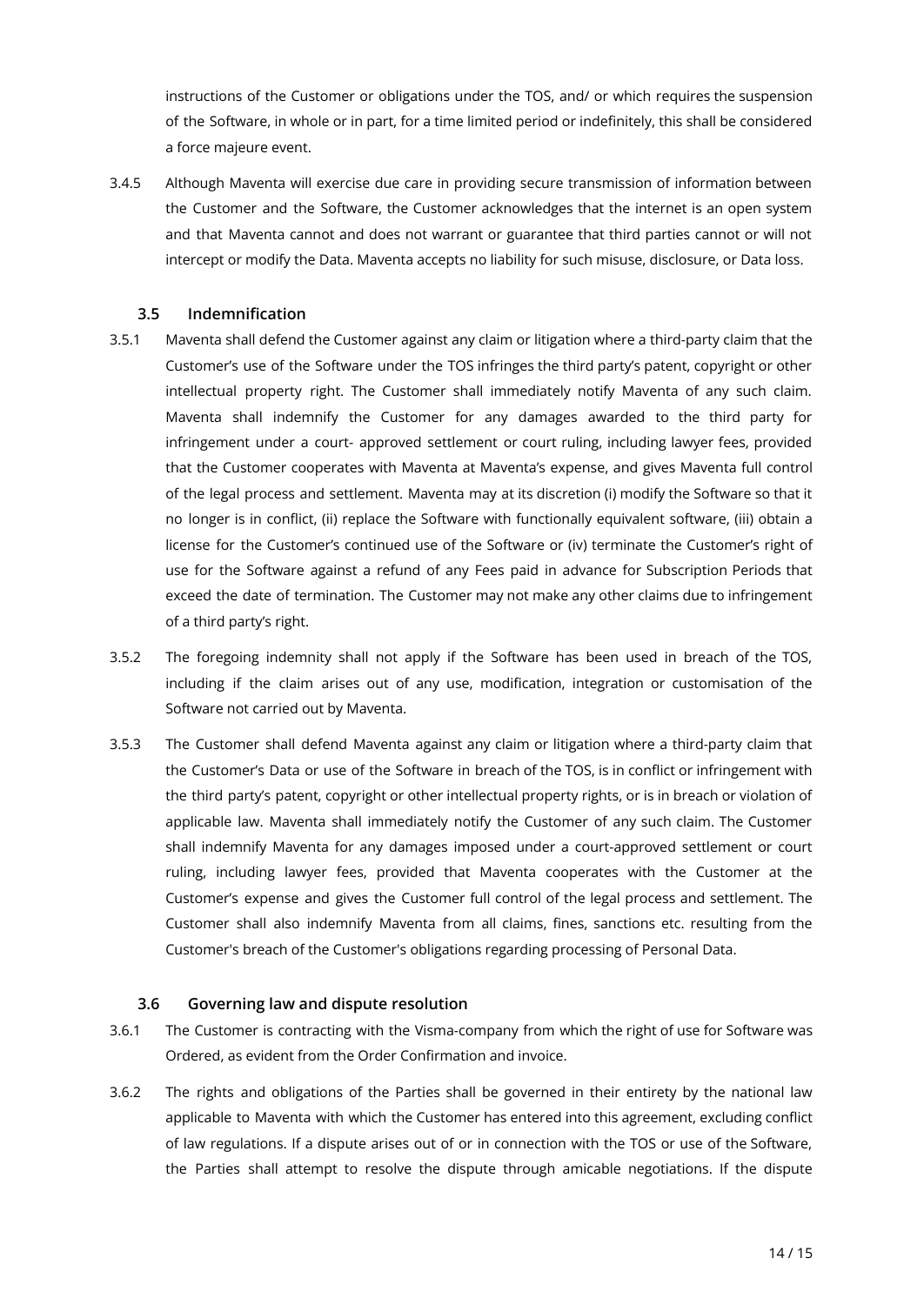instructions of the Customer or obligations under the TOS, and/ or which requires the suspension of the Software, in whole or in part, for a time limited period or indefinitely, this shall be considered a force majeure event.

3.4.5 Although Maventa will exercise due care in providing secure transmission of information between the Customer and the Software, the Customer acknowledges that the internet is an open system and that Maventa cannot and does not warrant or guarantee that third parties cannot or will not intercept or modify the Data. Maventa accepts no liability for such misuse, disclosure, or Data loss.

### 3.5 Indemnification

3.5.1 Maventa shall defend the Customer against any claim or litigation where a third-party claim that the Customer's use of the Software under the TOS infringes the third party's patent, copyright or other intellectual property right. The Customer shall immediately notify Maventa of any such claim. Maventa shall indemnify the Customer for any damages awarded to the third party for infringement under a court- approved settlement or court ruling, including lawyer fees, provided that the Customer cooperates with Maventa at Maventa's expense, and gives Maventa full control of the legal process and settlement. Maventa may at its discretion (i) modify the Software so that it no longer is in conflict, (ii) replace the Software with functionally equivalent software, (iii) obtain a license for the Customer's continued use of the Software or (iv) terminate the Customer's right of use for the Software against a refund of any Fees paid in advance for Subscription Periods that exceed the date of termination. The Customer may not make any other claims due to infringement of a third party's right.

3.5.2 The foregoing indemnity shall not apply if the Software has been used in breach of the TOS, including if the claim arises out of any use, modification, integration or customisation of the Software not carried out by Maventa.

3.5.3 The Customer shall defend Maventa against any claim or litigation where a third-party claim that the Customer's Data or use of the Software in breach of the TOS, is in conflict or infringement with the third party's patent, copyright or other intellectual property rights, or is in breach or violation of applicable law. Maventa shall immediately notify the Customer of any such claim. The Customer shall indemnify Maventa for any damages imposed under a court-approved settlement or court ruling, including lawyer fees, provided that Maventa cooperates with the Customer at the Customer's expense and gives the Customer full control of the legal process and settlement. The Customer shall also indemnify Maventa from all claims, fines, sanctions etc. resulting from the Customer's breach of the Customer's obligations regarding processing of Personal Data.

### 3.6 Governing law and dispute resolution

3.6.1 The Customer is contracting with the Visma-company from which the right of use for Software was Ordered, as evident from the Order Confirmation and invoice.

3.6.2 The rights and obligations of the Parties shall be governed in their entirety by the national law applicable to Maventa with which the Customer has entered into this agreement, excluding conflict of law regulations. If a dispute arises out of or in connection with the TOS or use of the Software, the Parties shall attempt to resolve the dispute through amicable negotiations. If the dispute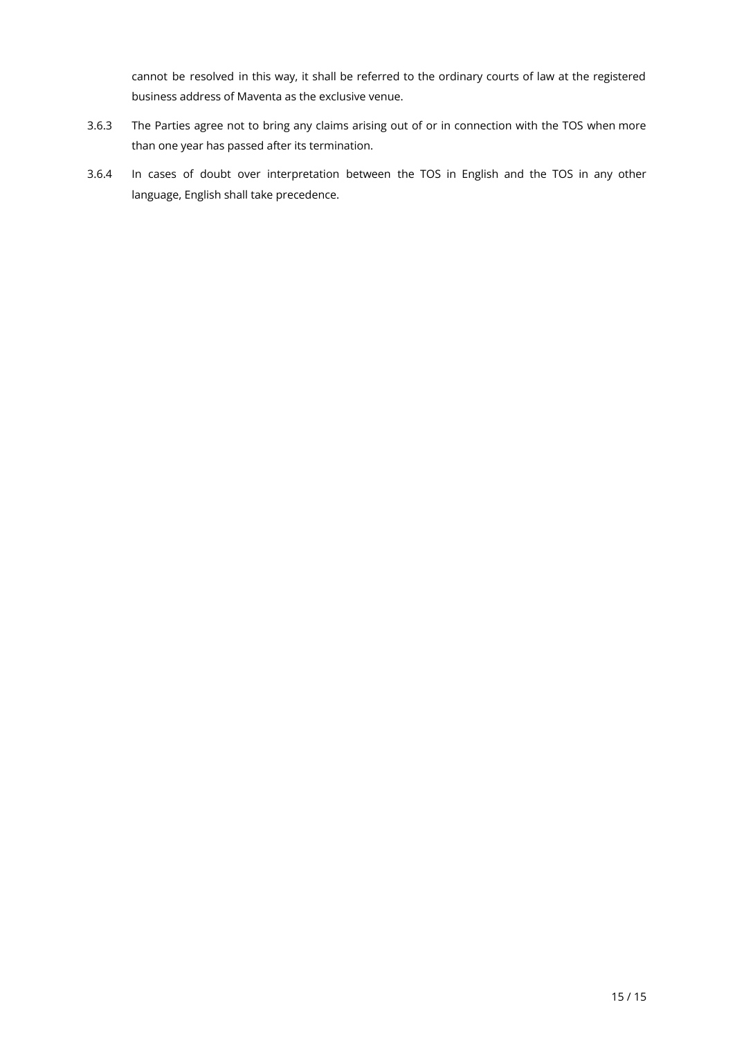cannot be resolved in this way, it shall be referred to the ordinary courts of law at the registered business address of Maventa as the exclusive venue.

3.6.3 The Parties agree not to bring any claims arising out of or in connection with the TOS when more than one year has passed after its termination.

3.6.4 In cases of doubt over interpretation between the TOS in English and the TOS in any other language, English shall take precedence.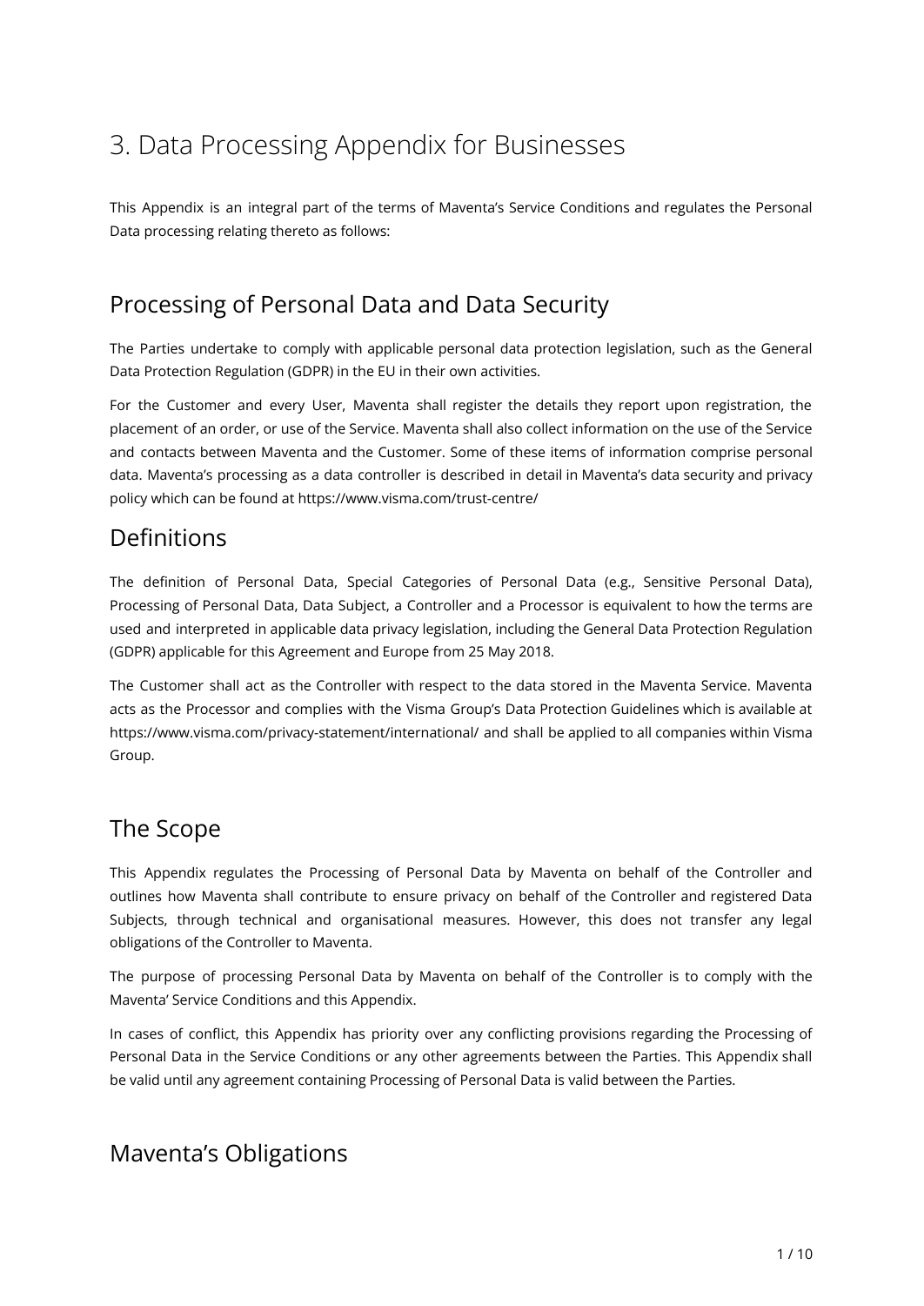# 3. Data Processing Appendix for Businesses

This Appendix is an integral part of the terms of Maventa's Service Conditions and regulates the Personal Data processing relating thereto as follows:

## Processing of Personal Data and Data Security

The Parties undertake to comply with applicable personal data protection legislation, such as the General Data Protection Regulation (GDPR) in the EU in their own activities.

For the Customer and every User, Maventa shall register the details they report upon registration, the placement of an order, or use of the Service. Maventa shall also collect information on the use of the Service and contacts between Maventa and the Customer. Some of these items of information comprise personal data. Maventa's processing as a data controller is described in detail in Maventa's data security and privacy policy which can be found at https://www.visma.com/trust-centre/

## Definitions

The definition of Personal Data, Special Categories of Personal Data (e.g., Sensitive Personal Data), Processing of Personal Data, Data Subject, a Controller and a Processor is equivalent to how the terms are used and interpreted in applicable data privacy legislation, including the General Data Protection Regulation (GDPR) applicable for this Agreement and Europe from 25 May 2018.

The Customer shall act as the Controller with respect to the data stored in the Maventa Service. Maventa acts as the Processor and complies with the Visma Group's Data Protection Guidelines which is available at https://www.visma.com/privacy-statement/international/ and shall be applied to all companies within Visma Group.

## The Scope

This Appendix regulates the Processing of Personal Data by Maventa on behalf of the Controller and outlines how Maventa shall contribute to ensure privacy on behalf of the Controller and registered Data Subjects, through technical and organisational measures. However, this does not transfer any legal obligations of the Controller to Maventa.

The purpose of processing Personal Data by Maventa on behalf of the Controller is to comply with the Maventa' Service Conditions and this Appendix.

In cases of conflict, this Appendix has priority over any conflicting provisions regarding the Processing of Personal Data in the Service Conditions or any other agreements between the Parties. This Appendix shall be valid until any agreement containing Processing of Personal Data is valid between the Parties.

## Maventa's Obligations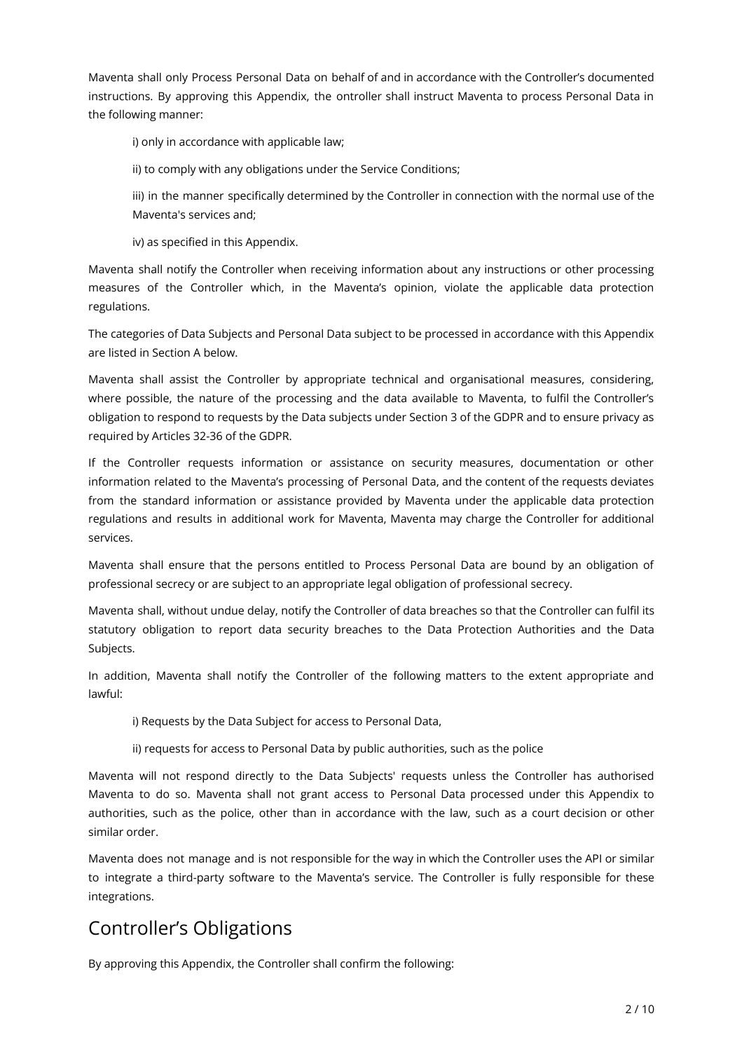Maventa shall only Process Personal Data on behalf of and in accordance with the Controller's documented instructions. By approving this Appendix, the ontroller shall instruct Maventa to process Personal Data in the following manner:

i) only in accordance with applicable law;

ii) to comply with any obligations under the Service Conditions;

iii) in the manner specifically determined by the Controller in connection with the normal use of the Maventa's services and;

iv) as specified in this Appendix.

Maventa shall notify the Controller when receiving information about any instructions or other processing measures of the Controller which, in the Maventa's opinion, violate the applicable data protection regulations.

The categories of Data Subjects and Personal Data subject to be processed in accordance with this Appendix are listed in Section A below.

Maventa shall assist the Controller by appropriate technical and organisational measures, considering, where possible, the nature of the processing and the data available to Maventa, to fulfil the Controller's obligation to respond to requests by the Data subjects under Section 3 of the GDPR and to ensure privacy as required by Articles 32-36 of the GDPR.

If the Controller requests information or assistance on security measures, documentation or other information related to the Maventa's processing of Personal Data, and the content of the requests deviates from the standard information or assistance provided by Maventa under the applicable data protection regulations and results in additional work for Maventa, Maventa may charge the Controller for additional services.

Maventa shall ensure that the persons entitled to Process Personal Data are bound by an obligation of professional secrecy or are subject to an appropriate legal obligation of professional secrecy.

Maventa shall, without undue delay, notify the Controller of data breaches so that the Controller can fulfil its statutory obligation to report data security breaches to the Data Protection Authorities and the Data Subjects.

In addition, Maventa shall notify the Controller of the following matters to the extent appropriate and lawful:

i) Requests by the Data Subject for access to Personal Data,

ii) requests for access to Personal Data by public authorities, such as the police

Maventa will not respond directly to the Data Subjects' requests unless the Controller has authorised Maventa to do so. Maventa shall not grant access to Personal Data processed under this Appendix to authorities, such as the police, other than in accordance with the law, such as a court decision or other similar order.

Maventa does not manage and is not responsible for the way in which the Controller uses the API or similar to integrate a third-party software to the Maventa's service. The Controller is fully responsible for these integrations.

## Controller's Obligations

By approving this Appendix, the Controller shall confirm the following: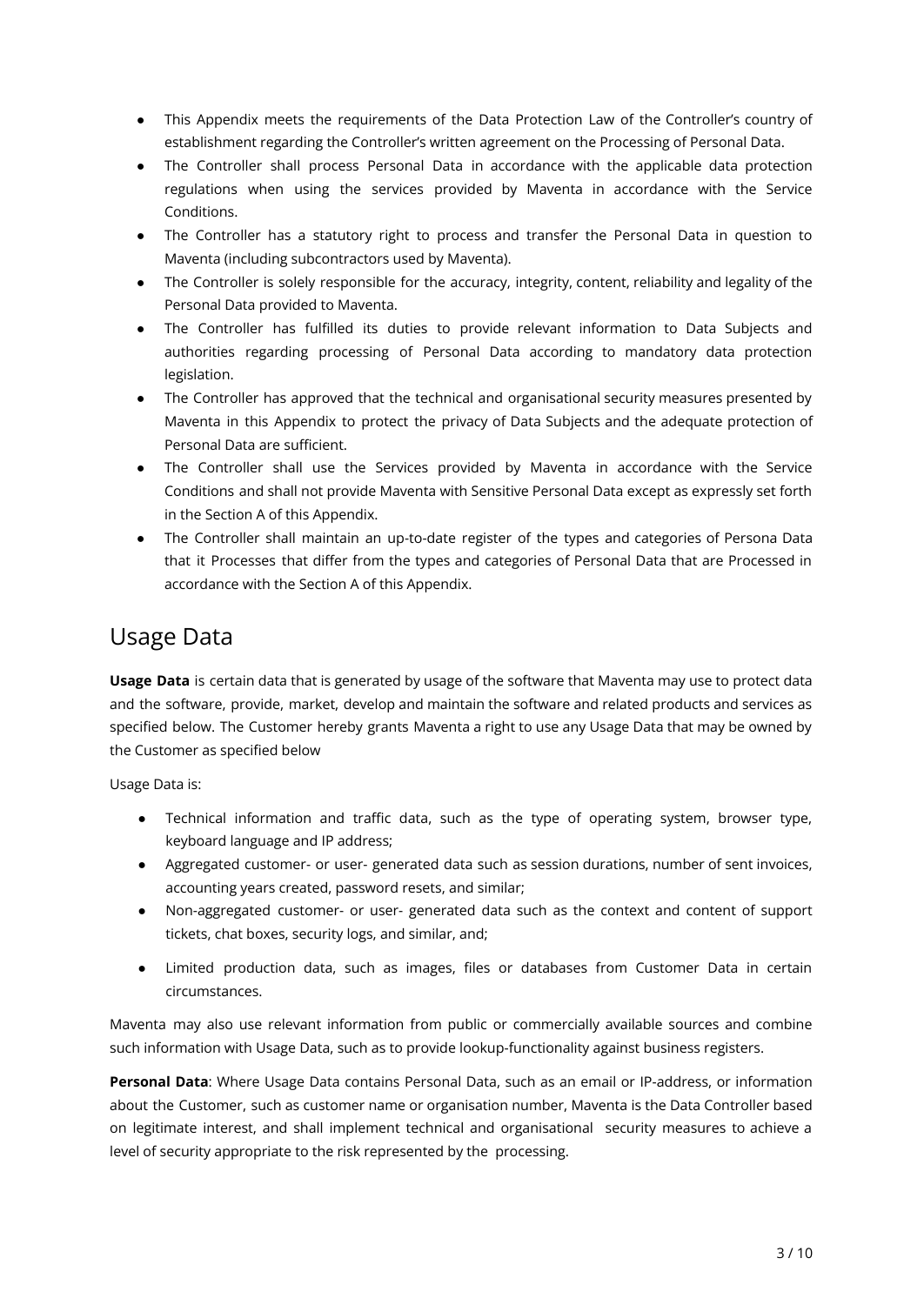- This Appendix meets the requirements of the Data Protection Law of the Controller's country of establishment regarding the Controller's written agreement on the Processing of Personal Data.
- The Controller shall process Personal Data in accordance with the applicable data protection regulations when using the services provided by Maventa in accordance with the Service Conditions.
- The Controller has a statutory right to process and transfer the Personal Data in question to Maventa (including subcontractors used by Maventa).
- The Controller is solely responsible for the accuracy, integrity, content, reliability and legality of the Personal Data provided to Maventa.
- The Controller has fulfilled its duties to provide relevant information to Data Subjects and authorities regarding processing of Personal Data according to mandatory data protection legislation.
- The Controller has approved that the technical and organisational security measures presented by Maventa in this Appendix to protect the privacy of Data Subjects and the adequate protection of Personal Data are sufficient.
- The Controller shall use the Services provided by Maventa in accordance with the Service Conditions and shall not provide Maventa with Sensitive Personal Data except as expressly set forth in the Section A of this Appendix.
- The Controller shall maintain an up-to-date register of the types and categories of Persona Data that it Processes that differ from the types and categories of Personal Data that are Processed in accordance with the Section A of this Appendix.

## Usage Data

**Usage Data** is certain data that is generated by usage of the software that Maventa may use to protect data and the software, provide, market, develop and maintain the software and related products and services as specified below. The Customer hereby grants Maventa a right to use any Usage Data that may be owned by the Customer as specified below

Usage Data is:

- Technical information and traffic data, such as the type of operating system, browser type, keyboard language and IP address;
- Aggregated customer- or user- generated data such as session durations, number of sent invoices, accounting years created, password resets, and similar;
- Non-aggregated customer- or user- generated data such as the context and content of support tickets, chat boxes, security logs, and similar, and;
- Limited production data, such as images, files or databases from Customer Data in certain circumstances.

Maventa may also use relevant information from public or commercially available sources and combine such information with Usage Data, such as to provide lookup-functionality against business registers.

**Personal Data**: Where Usage Data contains Personal Data, such as an email or IP-address, or information about the Customer, such as customer name or organisation number, Maventa is the Data Controller based on legitimate interest, and shall implement technical and organisational security measures to achieve a level of security appropriate to the risk represented by the processing.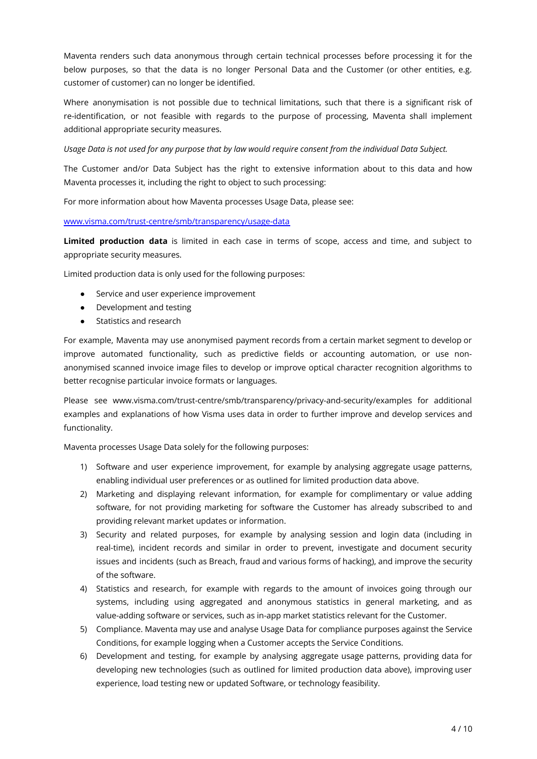Maventa renders such data anonymous through certain technical processes before processing it for the below purposes, so that the data is no longer Personal Data and the Customer (or other entities, e.g. customer of customer) can no longer be identified.

Where anonymisation is not possible due to technical limitations, such that there is a significant risk of re-identification, or not feasible with regards to the purpose of processing, Maventa shall implement additional appropriate security measures.

*Usage Data is not used for any purpose that by law would require consent from the individual Data Subject.*

The Customer and/or Data Subject has the right to extensive information about to this data and how Maventa processes it, including the right to object to such processing:

For more information about how Maventa processes Usage Data, please see:

[www.visma.com/trust-centre/smb/transparency/usage-data](www.visma.com/trust-centre/smb/transparency/usage-data)

**Limited production data** is limited in each case in terms of scope, access and time, and subject to appropriate security measures.

Limited production data is only used for the following purposes:

- Service and user experience improvement
- Development and testing
- Statistics and research

For example, Maventa may use anonymised payment records from a certain market segment to develop or improve automated functionality, such as predictive fields or accounting automation, or use non-anonymised scanned invoice image files to develop or improve optical character recognition algorithms to better recognise particular invoice formats or languages.

Please see www.visma.com/trust-centre/smb/transparency/privacy-and-security/examples for additional examples and explanations of how Visma uses data in order to further improve and develop services and functionality.

Maventa processes Usage Data solely for the following purposes:

1) Software and user experience improvement, for example by analysing aggregate usage patterns, enabling individual user preferences or as outlined for limited production data above.
2) Marketing and displaying relevant information, for example for complimentary or value adding software, for not providing marketing for software the Customer has already subscribed to and providing relevant market updates or information.
3) Security and related purposes, for example by analysing session and login data (including in real-time), incident records and similar in order to prevent, investigate and document security issues and incidents (such as Breach, fraud and various forms of hacking), and improve the security of the software.
4) Statistics and research, for example with regards to the amount of invoices going through our systems, including using aggregated and anonymous statistics in general marketing, and as value-adding software or services, such as in-app market statistics relevant for the Customer.
5) Compliance. Maventa may use and analyse Usage Data for compliance purposes against the Service Conditions, for example logging when a Customer accepts the Service Conditions.
6) Development and testing, for example by analysing aggregate usage patterns, providing data for developing new technologies (such as outlined for limited production data above), improving user experience, load testing new or updated Software, or technology feasibility.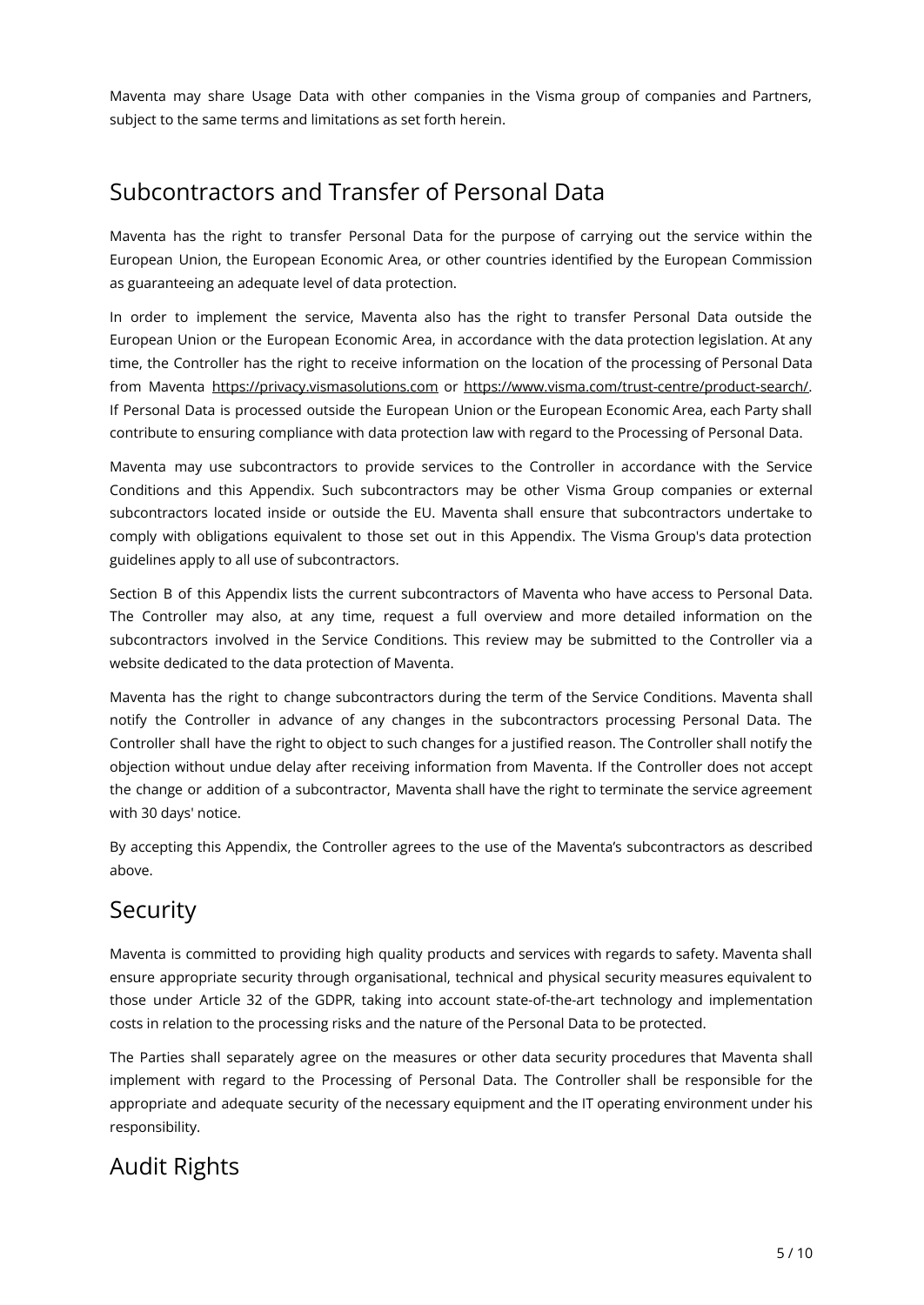Maventa may share Usage Data with other companies in the Visma group of companies and Partners, subject to the same terms and limitations as set forth herein.

## Subcontractors and Transfer of Personal Data

Maventa has the right to transfer Personal Data for the purpose of carrying out the service within the European Union, the European Economic Area, or other countries identified by the European Commission as guaranteeing an adequate level of data protection.

In order to implement the service, Maventa also has the right to transfer Personal Data outside the European Union or the European Economic Area, in accordance with the data protection legislation. At any time, the Controller has the right to receive information on the location of the processing of Personal Data from Maventa https://privacy.vismasolutions.com or https://www.visma.com/trust-centre/product-search/. If Personal Data is processed outside the European Union or the European Economic Area, each Party shall contribute to ensuring compliance with data protection law with regard to the Processing of Personal Data.

Maventa may use subcontractors to provide services to the Controller in accordance with the Service Conditions and this Appendix. Such subcontractors may be other Visma Group companies or external subcontractors located inside or outside the EU. Maventa shall ensure that subcontractors undertake to comply with obligations equivalent to those set out in this Appendix. The Visma Group's data protection guidelines apply to all use of subcontractors.

Section B of this Appendix lists the current subcontractors of Maventa who have access to Personal Data. The Controller may also, at any time, request a full overview and more detailed information on the subcontractors involved in the Service Conditions. This review may be submitted to the Controller via a website dedicated to the data protection of Maventa.

Maventa has the right to change subcontractors during the term of the Service Conditions. Maventa shall notify the Controller in advance of any changes in the subcontractors processing Personal Data. The Controller shall have the right to object to such changes for a justified reason. The Controller shall notify the objection without undue delay after receiving information from Maventa. If the Controller does not accept the change or addition of a subcontractor, Maventa shall have the right to terminate the service agreement with 30 days' notice.

By accepting this Appendix, the Controller agrees to the use of the Maventa's subcontractors as described above.

## Security

Maventa is committed to providing high quality products and services with regards to safety. Maventa shall ensure appropriate security through organisational, technical and physical security measures equivalent to those under Article 32 of the GDPR, taking into account state-of-the-art technology and implementation costs in relation to the processing risks and the nature of the Personal Data to be protected.

The Parties shall separately agree on the measures or other data security procedures that Maventa shall implement with regard to the Processing of Personal Data. The Controller shall be responsible for the appropriate and adequate security of the necessary equipment and the IT operating environment under his responsibility.

## Audit Rights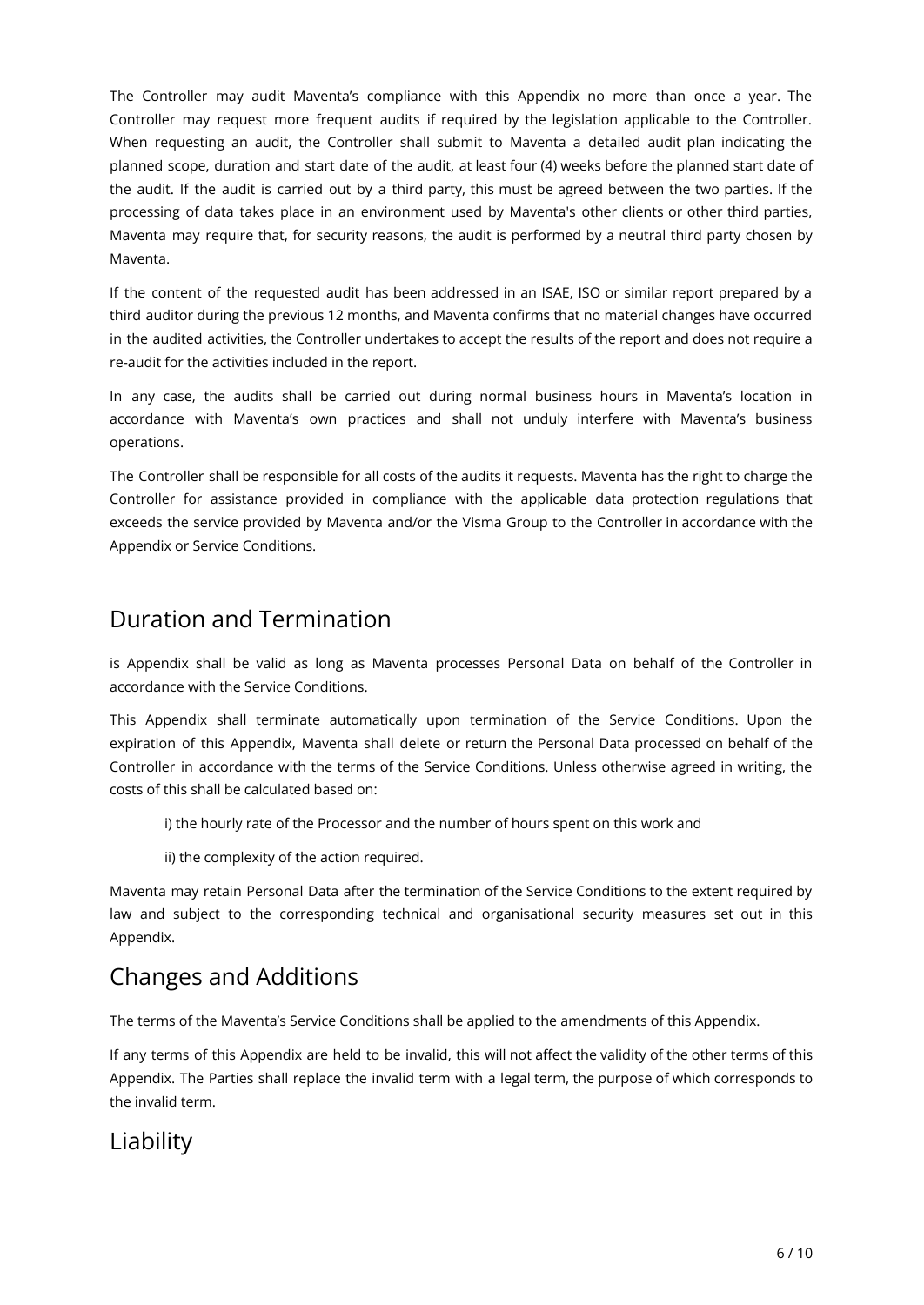The Controller may audit Maventa's compliance with this Appendix no more than once a year. The Controller may request more frequent audits if required by the legislation applicable to the Controller. When requesting an audit, the Controller shall submit to Maventa a detailed audit plan indicating the planned scope, duration and start date of the audit, at least four (4) weeks before the planned start date of the audit. If the audit is carried out by a third party, this must be agreed between the two parties. If the processing of data takes place in an environment used by Maventa's other clients or other third parties, Maventa may require that, for security reasons, the audit is performed by a neutral third party chosen by Maventa.

If the content of the requested audit has been addressed in an ISAE, ISO or similar report prepared by a third auditor during the previous 12 months, and Maventa confirms that no material changes have occurred in the audited activities, the Controller undertakes to accept the results of the report and does not require a re-audit for the activities included in the report.

In any case, the audits shall be carried out during normal business hours in Maventa's location in accordance with Maventa's own practices and shall not unduly interfere with Maventa's business operations.

The Controller shall be responsible for all costs of the audits it requests. Maventa has the right to charge the Controller for assistance provided in compliance with the applicable data protection regulations that exceeds the service provided by Maventa and/or the Visma Group to the Controller in accordance with the Appendix or Service Conditions.

## Duration and Termination

is Appendix shall be valid as long as Maventa processes Personal Data on behalf of the Controller in accordance with the Service Conditions.

This Appendix shall terminate automatically upon termination of the Service Conditions. Upon the expiration of this Appendix, Maventa shall delete or return the Personal Data processed on behalf of the Controller in accordance with the terms of the Service Conditions. Unless otherwise agreed in writing, the costs of this shall be calculated based on:

i) the hourly rate of the Processor and the number of hours spent on this work and

ii) the complexity of the action required.

Maventa may retain Personal Data after the termination of the Service Conditions to the extent required by law and subject to the corresponding technical and organisational security measures set out in this Appendix.

## Changes and Additions

The terms of the Maventa's Service Conditions shall be applied to the amendments of this Appendix.

If any terms of this Appendix are held to be invalid, this will not affect the validity of the other terms of this Appendix. The Parties shall replace the invalid term with a legal term, the purpose of which corresponds to the invalid term.

## Liability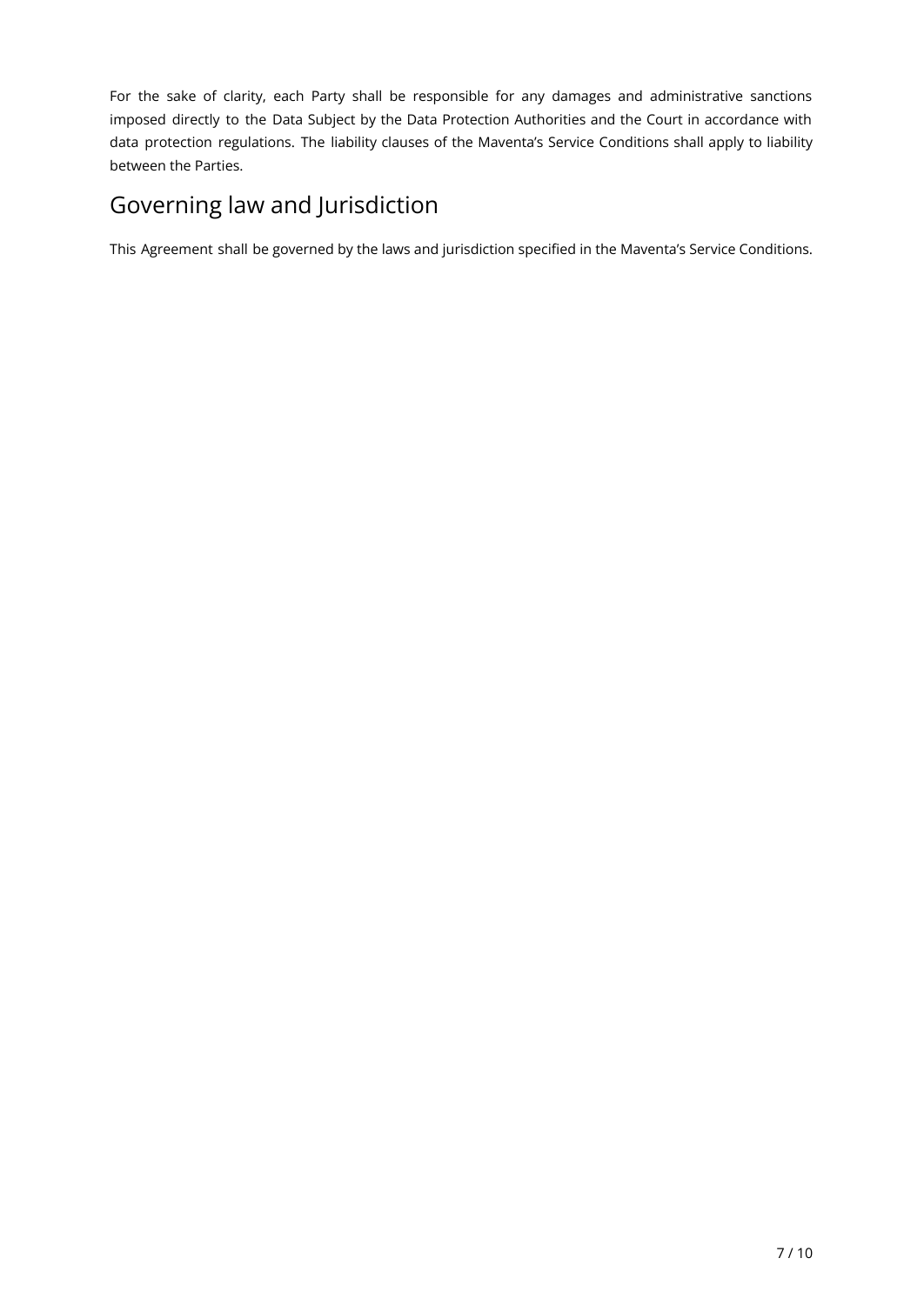For the sake of clarity, each Party shall be responsible for any damages and administrative sanctions imposed directly to the Data Subject by the Data Protection Authorities and the Court in accordance with data protection regulations. The liability clauses of the Maventa's Service Conditions shall apply to liability between the Parties.

## Governing law and Jurisdiction

This Agreement shall be governed by the laws and jurisdiction specified in the Maventa's Service Conditions.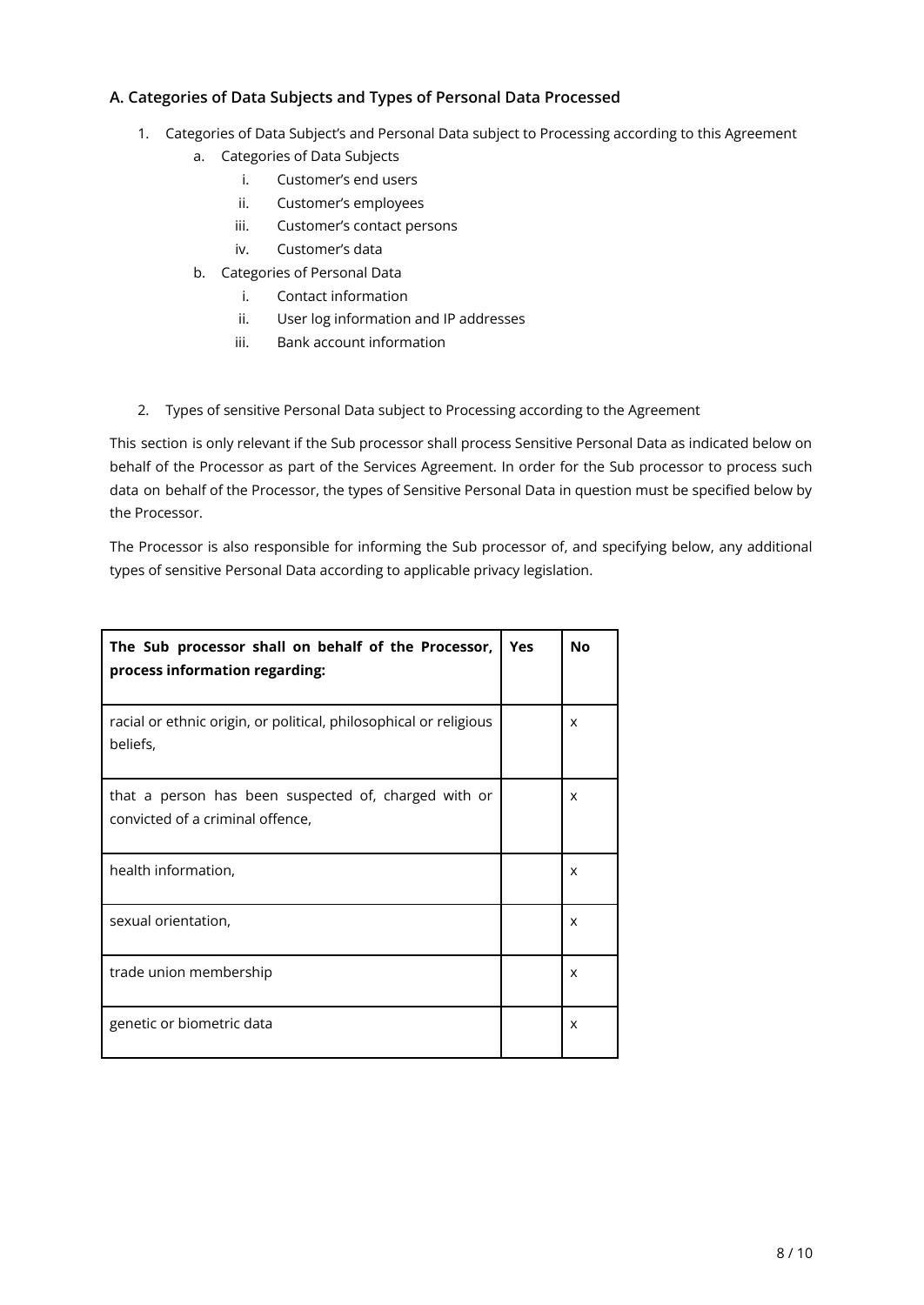### A. Categories of Data Subjects and Types of Personal Data Processed

1. Categories of Data Subject's and Personal Data subject to Processing according to this Agreement
   a. Categories of Data Subjects
      i. Customer's end users
      ii. Customer's employees
      iii. Customer's contact persons
      iv. Customer's data
   b. Categories of Personal Data
      i. Contact information
      ii. User log information and IP addresses
      iii. Bank account information

2. Types of sensitive Personal Data subject to Processing according to the Agreement

This section is only relevant if the Sub processor shall process Sensitive Personal Data as indicated below on behalf of the Processor as part of the Services Agreement. In order for the Sub processor to process such data on behalf of the Processor, the types of Sensitive Personal Data in question must be specified below by the Processor.

The Processor is also responsible for informing the Sub processor of, and specifying below, any additional types of sensitive Personal Data according to applicable privacy legislation.

| **The Sub processor shall on behalf of the Processor, process information regarding:** | **Yes** | **No** |
|---|---|---|
| racial or ethnic origin, or political, philosophical or religious beliefs, | | x |
| that a person has been suspected of, charged with or convicted of a criminal offence, | | x |
| health information, | | x |
| sexual orientation, | | x |
| trade union membership | | x |
| genetic or biometric data | | x |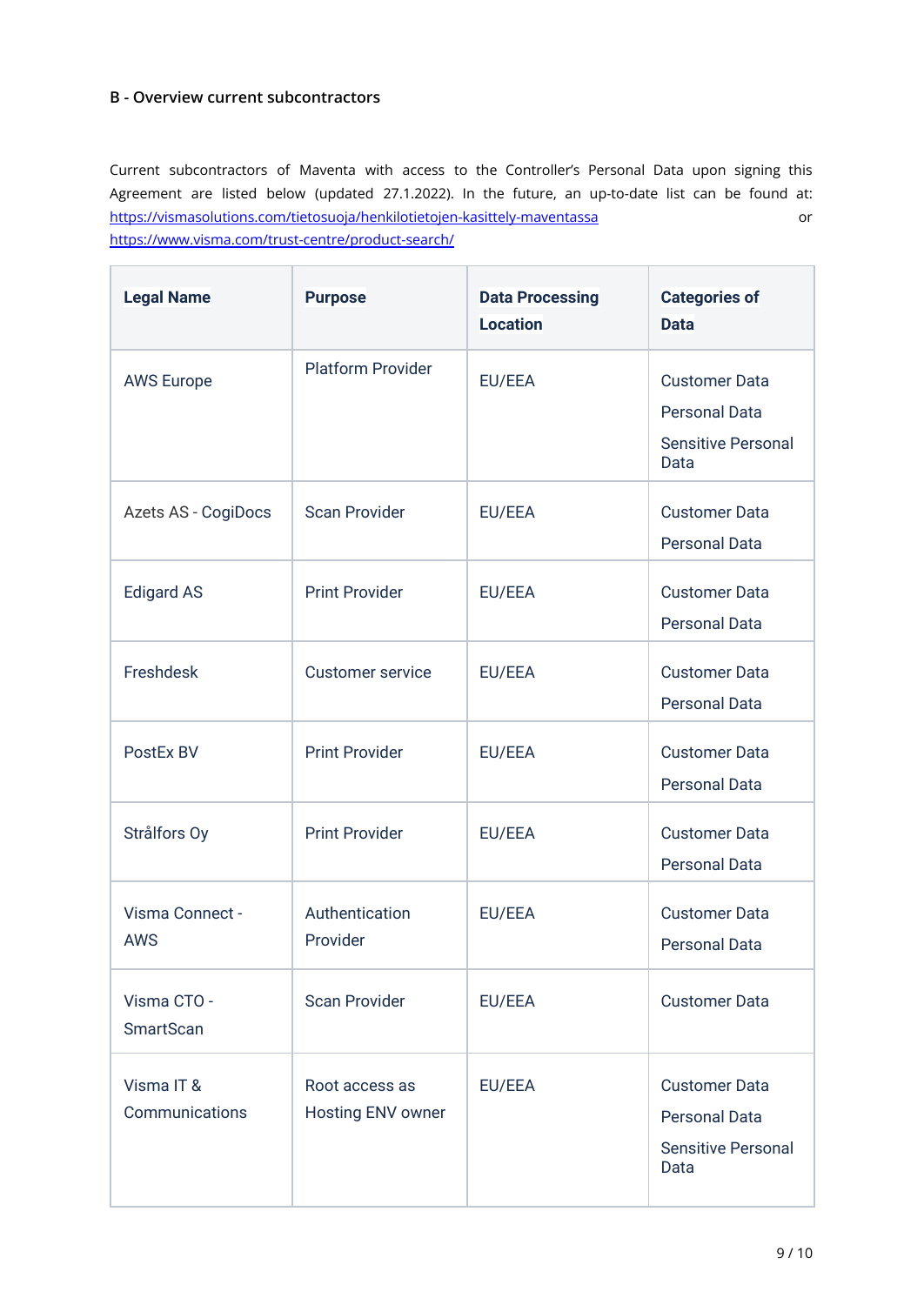**B - Overview current subcontractors**

Current subcontractors of Maventa with access to the Controller's Personal Data upon signing this Agreement are listed below (updated 27.1.2022). In the future, an up-to-date list can be found at: https://vismasolutions.com/tietosuoja/henkilotietojen-kasittely-maventassa or https://www.visma.com/trust-centre/product-search/

| Legal Name | Purpose | Data Processing Location | Categories of Data |
|---|---|---|---|
| AWS Europe | Platform Provider | EU/EEA | Customer Data<br>Personal Data<br>Sensitive Personal Data |
| Azets AS - CogiDocs | Scan Provider | EU/EEA | Customer Data<br>Personal Data |
| Edigard AS | Print Provider | EU/EEA | Customer Data<br>Personal Data |
| Freshdesk | Customer service | EU/EEA | Customer Data<br>Personal Data |
| PostEx BV | Print Provider | EU/EEA | Customer Data<br>Personal Data |
| Strålfors Oy | Print Provider | EU/EEA | Customer Data<br>Personal Data |
| Visma Connect - AWS | Authentication Provider | EU/EEA | Customer Data<br>Personal Data |
| Visma CTO - SmartScan | Scan Provider | EU/EEA | Customer Data |
| Visma IT & Communications | Root access as Hosting ENV owner | EU/EEA | Customer Data<br>Personal Data<br>Sensitive Personal Data |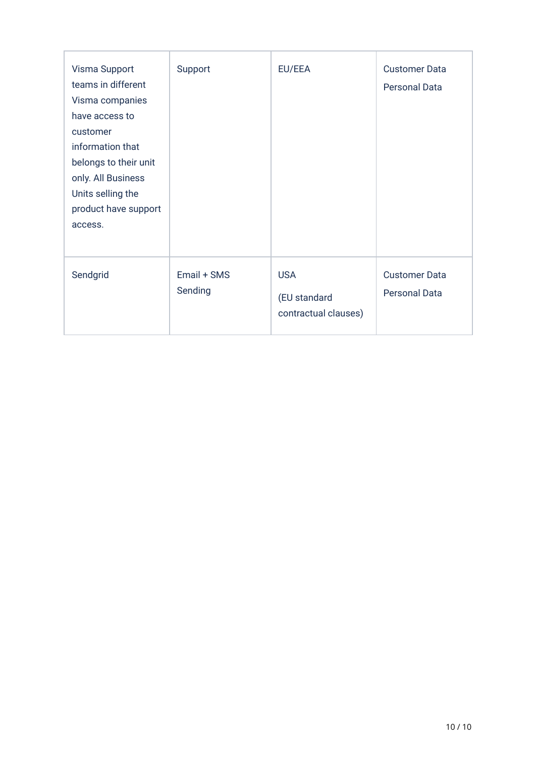| | | | |
|---|---|---|---|
| Visma Support teams in different Visma companies have access to customer information that belongs to their unit only. All Business Units selling the product have support access. | Support | EU/EEA | Customer Data<br>Personal Data |
| Sendgrid | Email + SMS Sending | USA<br>(EU standard contractual clauses) | Customer Data<br>Personal Data |